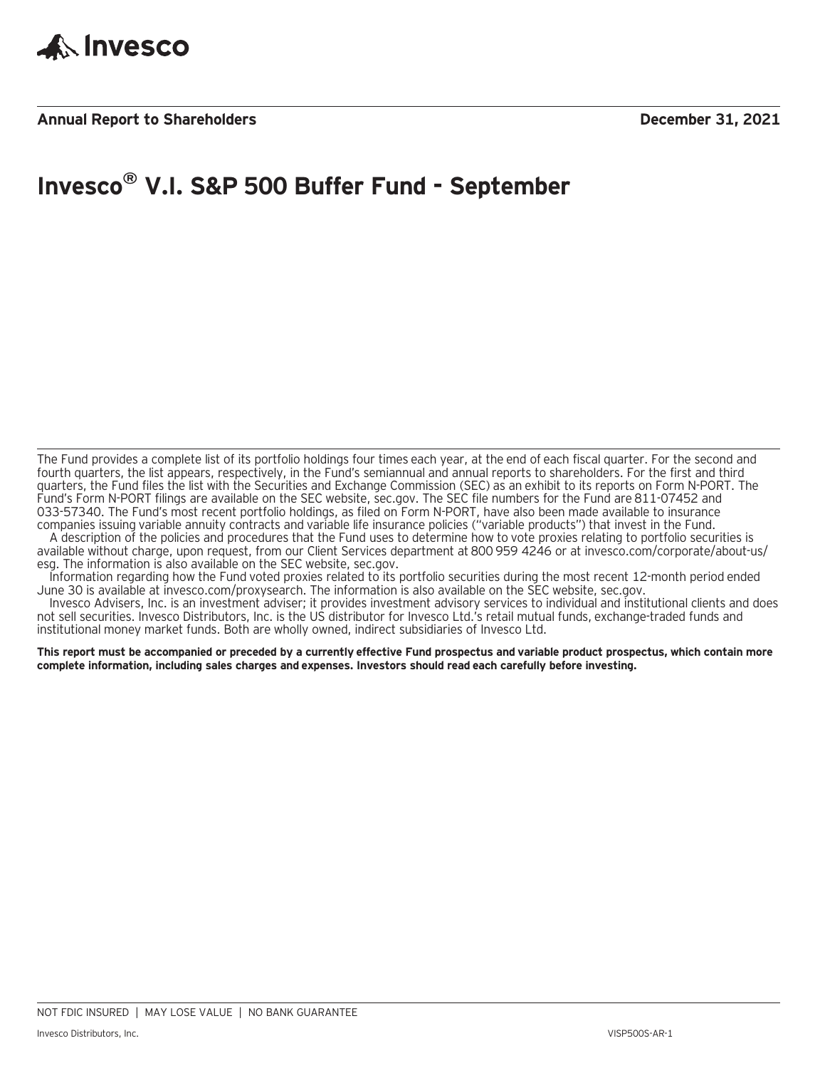Invesco

**Annual Report to Shareholders** **December 31, 2021**

# Invesco® V.I. S&P 500 Buffer Fund - September

The Fund provides a complete list of its portfolio holdings four times each year, at the end of each fiscal quarter. For the second and fourth quarters, the list appears, respectively, in the Fund's semiannual and annual reports to shareholders. For the first and third quarters, the Fund files the list with the Securities and Exchange Commission (SEC) as an exhibit to its reports on Form N-PORT. The Fund's Form N-PORT filings are available on the SEC website, sec.gov. The SEC file numbers for the Fund are 811-07452 and 033-57340. The Fund's most recent portfolio holdings, as filed on Form N-PORT, have also been made available to insurance companies issuing variable annuity contracts and variable life insurance policies ("variable products") that invest in the Fund.

A description of the policies and procedures that the Fund uses to determine how to vote proxies relating to portfolio securities is available without charge, upon request, from our Client Services department at 800 959 4246 or at invesco.com/corporate/about-us/esg. The information is also available on the SEC website, sec.gov.

Information regarding how the Fund voted proxies related to its portfolio securities during the most recent 12-month period ended June 30 is available at invesco.com/proxysearch. The information is also available on the SEC website, sec.gov.

Invesco Advisers, Inc. is an investment adviser; it provides investment advisory services to individual and institutional clients and does not sell securities. Invesco Distributors, Inc. is the US distributor for Invesco Ltd.'s retail mutual funds, exchange-traded funds and institutional money market funds. Both are wholly owned, indirect subsidiaries of Invesco Ltd.

**This report must be accompanied or preceded by a currently effective Fund prospectus and variable product prospectus, which contain more complete information, including sales charges and expenses. Investors should read each carefully before investing.**

NOT FDIC INSURED | MAY LOSE VALUE | NO BANK GUARANTEE

Invesco Distributors, Inc. VISP500S-AR-1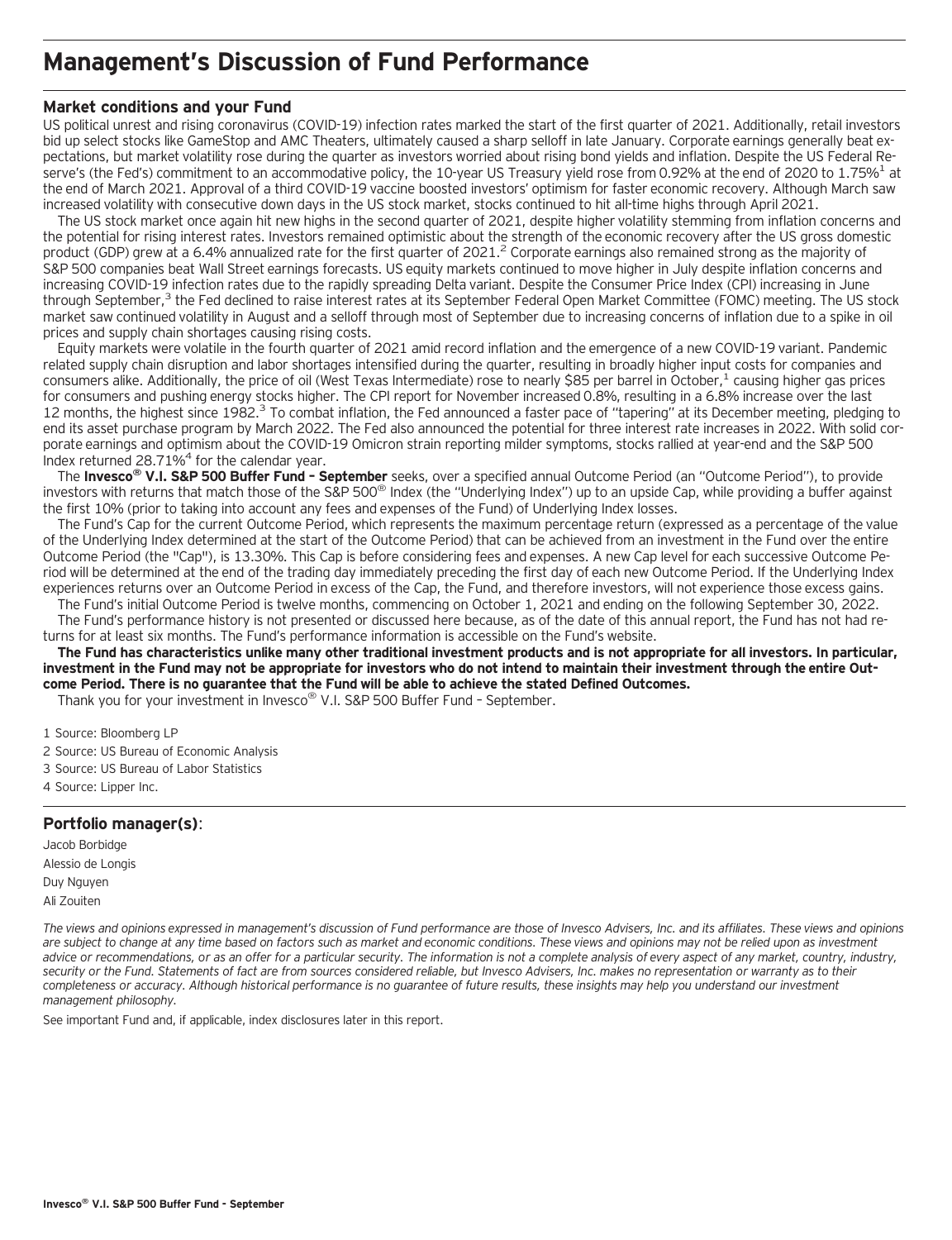# Management's Discussion of Fund Performance

## Market conditions and your Fund

US political unrest and rising coronavirus (COVID-19) infection rates marked the start of the first quarter of 2021. Additionally, retail investors bid up select stocks like GameStop and AMC Theaters, ultimately caused a sharp selloff in late January. Corporate earnings generally beat expectations, but market volatility rose during the quarter as investors worried about rising bond yields and inflation. Despite the US Federal Reserve's (the Fed's) commitment to an accommodative policy, the 10-year US Treasury yield rose from 0.92% at the end of 2020 to 1.75%[1] at the end of March 2021. Approval of a third COVID-19 vaccine boosted investors' optimism for faster economic recovery. Although March saw increased volatility with consecutive down days in the US stock market, stocks continued to hit all-time highs through April 2021.

The US stock market once again hit new highs in the second quarter of 2021, despite higher volatility stemming from inflation concerns and the potential for rising interest rates. Investors remained optimistic about the strength of the economic recovery after the US gross domestic product (GDP) grew at a 6.4% annualized rate for the first quarter of 2021.[2] Corporate earnings also remained strong as the majority of S&P 500 companies beat Wall Street earnings forecasts. US equity markets continued to move higher in July despite inflation concerns and increasing COVID-19 infection rates due to the rapidly spreading Delta variant. Despite the Consumer Price Index (CPI) increasing in June through September,[3] the Fed declined to raise interest rates at its September Federal Open Market Committee (FOMC) meeting. The US stock market saw continued volatility in August and a selloff through most of September due to increasing concerns of inflation due to a spike in oil prices and supply chain shortages causing rising costs.

Equity markets were volatile in the fourth quarter of 2021 amid record inflation and the emergence of a new COVID-19 variant. Pandemic related supply chain disruption and labor shortages intensified during the quarter, resulting in broadly higher input costs for companies and consumers alike. Additionally, the price of oil (West Texas Intermediate) rose to nearly $85 per barrel in October,[1] causing higher gas prices for consumers and pushing energy stocks higher. The CPI report for November increased 0.8%, resulting in a 6.8% increase over the last 12 months, the highest since 1982.[3] To combat inflation, the Fed announced a faster pace of "tapering" at its December meeting, pledging to end its asset purchase program by March 2022. The Fed also announced the potential for three interest rate increases in 2022. With solid corporate earnings and optimism about the COVID-19 Omicron strain reporting milder symptoms, stocks rallied at year-end and the S&P 500 Index returned 28.71%[4] for the calendar year.

The **Invesco® V.I. S&P 500 Buffer Fund – September** seeks, over a specified annual Outcome Period (an "Outcome Period"), to provide investors with returns that match those of the S&P 500® Index (the "Underlying Index") up to an upside Cap, while providing a buffer against the first 10% (prior to taking into account any fees and expenses of the Fund) of Underlying Index losses.

The Fund's Cap for the current Outcome Period, which represents the maximum percentage return (expressed as a percentage of the value of the Underlying Index determined at the start of the Outcome Period) that can be achieved from an investment in the Fund over the entire Outcome Period (the "Cap"), is 13.30%. This Cap is before considering fees and expenses. A new Cap level for each successive Outcome Period will be determined at the end of the trading day immediately preceding the first day of each new Outcome Period. If the Underlying Index experiences returns over an Outcome Period in excess of the Cap, the Fund, and therefore investors, will not experience those excess gains.

The Fund's initial Outcome Period is twelve months, commencing on October 1, 2021 and ending on the following September 30, 2022.

The Fund's performance history is not presented or discussed here because, as of the date of this annual report, the Fund has not had returns for at least six months. The Fund's performance information is accessible on the Fund's website.

**The Fund has characteristics unlike many other traditional investment products and is not appropriate for all investors. In particular, investment in the Fund may not be appropriate for investors who do not intend to maintain their investment through the entire Outcome Period. There is no guarantee that the Fund will be able to achieve the stated Defined Outcomes.**

Thank you for your investment in Invesco® V.I. S&P 500 Buffer Fund – September.

1 Source: Bloomberg LP

2 Source: US Bureau of Economic Analysis

3 Source: US Bureau of Labor Statistics

4 Source: Lipper Inc.

## Portfolio manager(s):

Jacob Borbidge

Alessio de Longis

Duy Nguyen

Ali Zouiten

*The views and opinions expressed in management's discussion of Fund performance are those of Invesco Advisers, Inc. and its affiliates. These views and opinions are subject to change at any time based on factors such as market and economic conditions. These views and opinions may not be relied upon as investment advice or recommendations, or as an offer for a particular security. The information is not a complete analysis of every aspect of any market, country, industry, security or the Fund. Statements of fact are from sources considered reliable, but Invesco Advisers, Inc. makes no representation or warranty as to their completeness or accuracy. Although historical performance is no guarantee of future results, these insights may help you understand our investment management philosophy.*

See important Fund and, if applicable, index disclosures later in this report.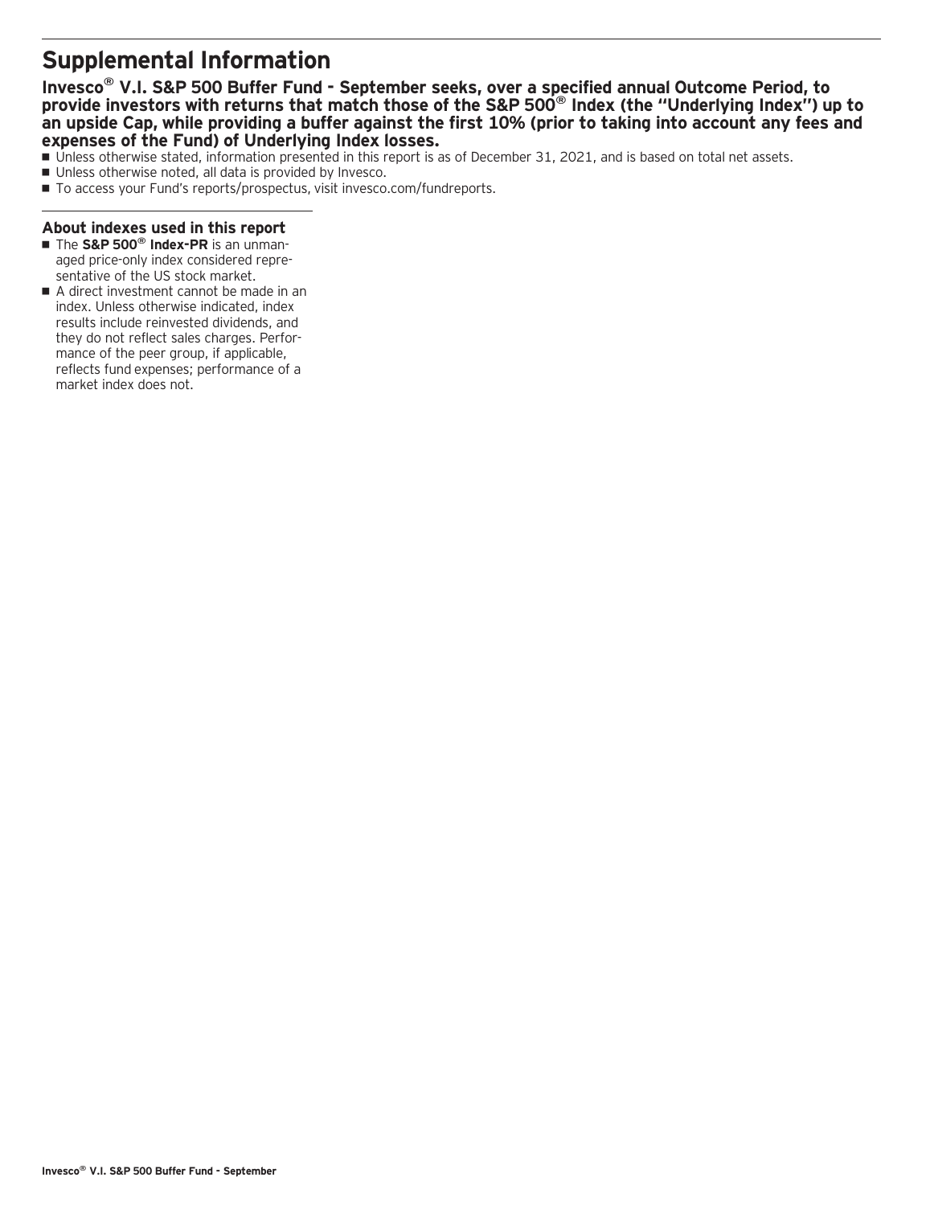# Supplemental Information

**Invesco® V.I. S&P 500 Buffer Fund - September seeks, over a specified annual Outcome Period, to provide investors with returns that match those of the S&P 500® Index (the "Underlying Index") up to an upside Cap, while providing a buffer against the first 10% (prior to taking into account any fees and expenses of the Fund) of Underlying Index losses.**

- Unless otherwise stated, information presented in this report is as of December 31, 2021, and is based on total net assets.
- Unless otherwise noted, all data is provided by Invesco.
- To access your Fund's reports/prospectus, visit invesco.com/fundreports.

### About indexes used in this report

- The **S&P 500® Index-PR** is an unmanaged price-only index considered representative of the US stock market.
- A direct investment cannot be made in an index. Unless otherwise indicated, index results include reinvested dividends, and they do not reflect sales charges. Performance of the peer group, if applicable, reflects fund expenses; performance of a market index does not.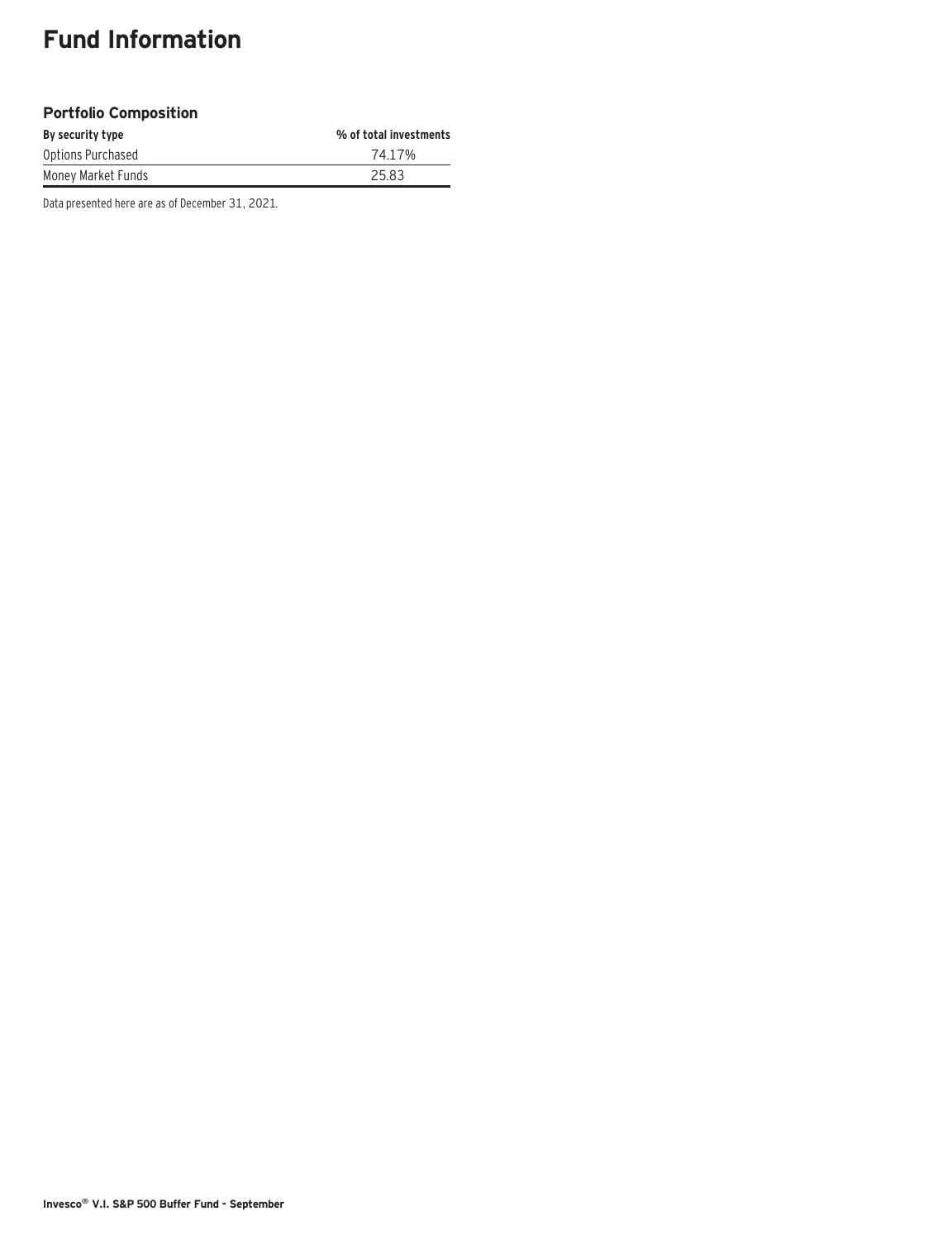# Fund Information

### Portfolio Composition

| By security type | % of total investments |
|---|---|
| Options Purchased | 74.17% |
| Money Market Funds | 25.83 |

Data presented here are as of December 31, 2021.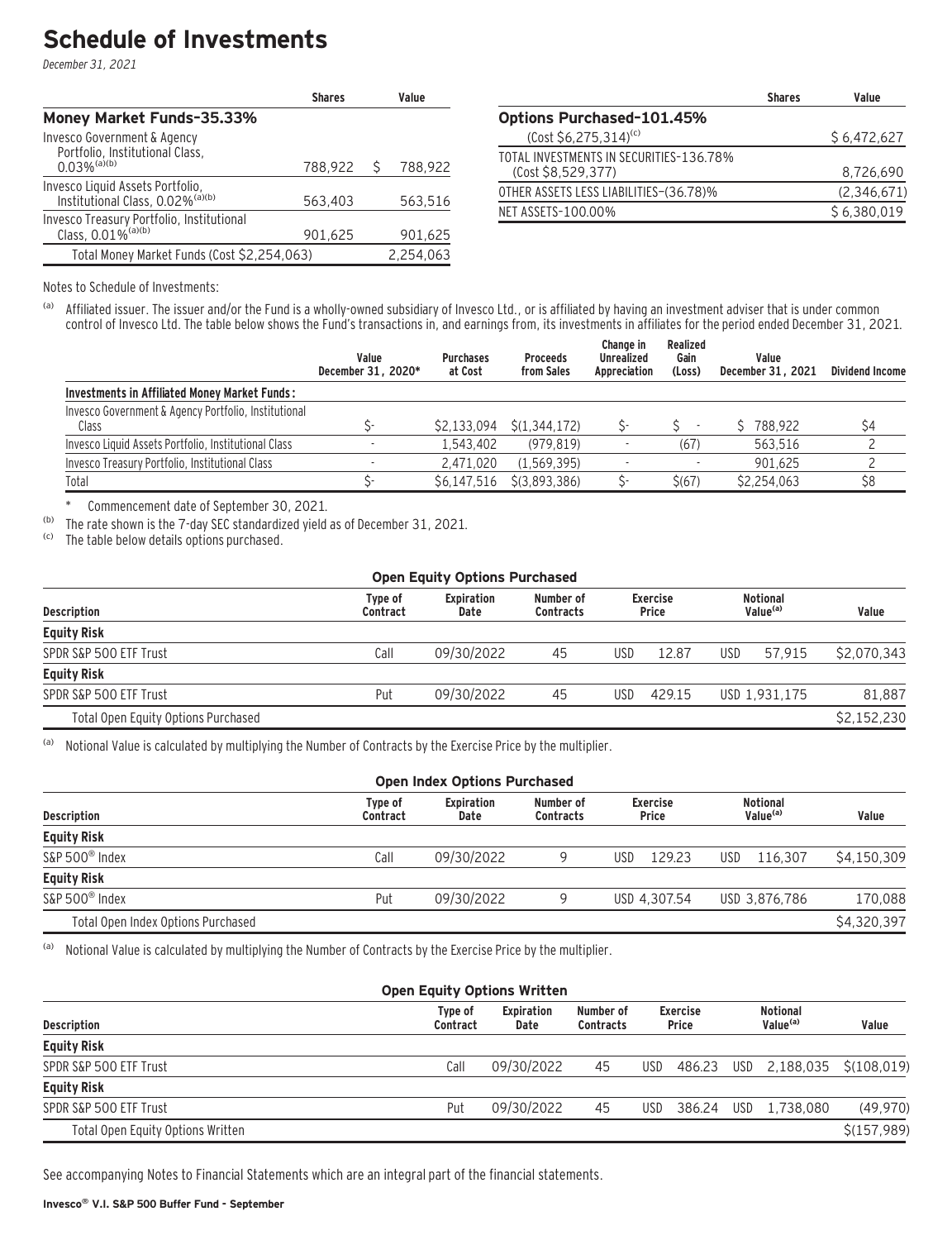# Schedule of Investments

*December 31, 2021*

| | Shares | Value |
|---|---|---|
| **Money Market Funds–35.33%** | | |
| Invesco Government & Agency Portfolio, Institutional Class, 0.03%[(a)(b)] | 788,922 | $ 788,922 |
| Invesco Liquid Assets Portfolio, Institutional Class, 0.02%[(a)(b)] | 563,403 | 563,516 |
| Invesco Treasury Portfolio, Institutional Class, 0.01%[(a)(b)] | 901,625 | 901,625 |
| Total Money Market Funds (Cost $2,254,063) | | 2,254,063 |

| | Shares | Value |
|---|---|---|
| **Options Purchased–101.45%** | | |
| (Cost $6,275,314)[(c)] | | $ 6,472,627 |
| TOTAL INVESTMENTS IN SECURITIES–136.78% (Cost $8,529,377) | | 8,726,690 |
| OTHER ASSETS LESS LIABILITIES–(36.78)% | | (2,346,671) |
| NET ASSETS–100.00% | | $ 6,380,019 |

Notes to Schedule of Investments:

(a) Affiliated issuer. The issuer and/or the Fund is a wholly-owned subsidiary of Invesco Ltd., or is affiliated by having an investment adviser that is under common control of Invesco Ltd. The table below shows the Fund's transactions in, and earnings from, its investments in affiliates for the period ended December 31, 2021.

| | Value December 31, 2020* | Purchases at Cost | Proceeds from Sales | Change in Unrealized Appreciation | Realized Gain (Loss) | Value December 31, 2021 | Dividend Income |
|---|---|---|---|---|---|---|---|
| **Investments in Affiliated Money Market Funds:** | | | | | | | |
| Invesco Government & Agency Portfolio, Institutional Class | $- | $2,133,094 | $(1,344,172) | $- | $ - | $ 788,922 | $4 |
| Invesco Liquid Assets Portfolio, Institutional Class | - | 1,543,402 | (979,819) | - | (67) | 563,516 | 2 |
| Invesco Treasury Portfolio, Institutional Class | - | 2,471,020 | (1,569,395) | - | - | 901,625 | 2 |
| Total | $- | $6,147,516 | $(3,893,386) | $- | $(67) | $2,254,063 | $8 |

\* Commencement date of September 30, 2021.

(b) The rate shown is the 7-day SEC standardized yield as of December 31, 2021.

(c) The table below details options purchased.

**Open Equity Options Purchased**

| Description | Type of Contract | Expiration Date | Number of Contracts | Exercise Price | Notional Value[(a)] | Value |
|---|---|---|---|---|---|---|
| **Equity Risk** | | | | | | |
| SPDR S&P 500 ETF Trust | Call | 09/30/2022 | 45 | USD 12.87 | USD 57,915 | $2,070,343 |
| **Equity Risk** | | | | | | |
| SPDR S&P 500 ETF Trust | Put | 09/30/2022 | 45 | USD 429.15 | USD 1,931,175 | 81,887 |
| Total Open Equity Options Purchased | | | | | | $2,152,230 |

(a) Notional Value is calculated by multiplying the Number of Contracts by the Exercise Price by the multiplier.

**Open Index Options Purchased**

| Description | Type of Contract | Expiration Date | Number of Contracts | Exercise Price | Notional Value[(a)] | Value |
|---|---|---|---|---|---|---|
| **Equity Risk** | | | | | | |
| S&P 500® Index | Call | 09/30/2022 | 9 | USD 129.23 | USD 116,307 | $4,150,309 |
| **Equity Risk** | | | | | | |
| S&P 500® Index | Put | 09/30/2022 | 9 | USD 4,307.54 | USD 3,876,786 | 170,088 |
| Total Open Index Options Purchased | | | | | | $4,320,397 |

(a) Notional Value is calculated by multiplying the Number of Contracts by the Exercise Price by the multiplier.

**Open Equity Options Written**

| Description | Type of Contract | Expiration Date | Number of Contracts | Exercise Price | Notional Value[(a)] | Value |
|---|---|---|---|---|---|---|
| **Equity Risk** | | | | | | |
| SPDR S&P 500 ETF Trust | Call | 09/30/2022 | 45 | USD 486.23 | USD 2,188,035 | $(108,019) |
| **Equity Risk** | | | | | | |
| SPDR S&P 500 ETF Trust | Put | 09/30/2022 | 45 | USD 386.24 | USD 1,738,080 | (49,970) |
| Total Open Equity Options Written | | | | | | $(157,989) |

See accompanying Notes to Financial Statements which are an integral part of the financial statements.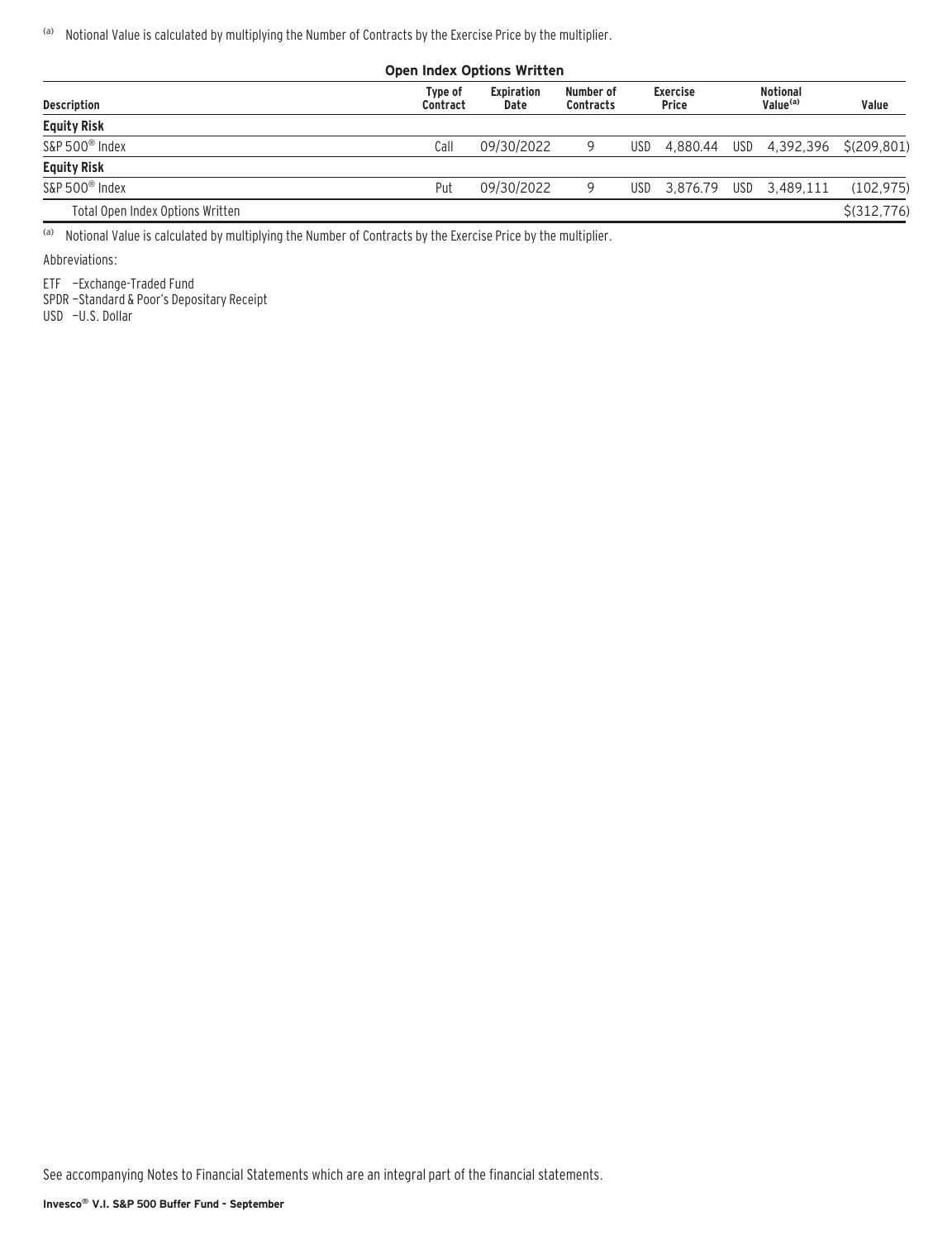(a) Notional Value is calculated by multiplying the Number of Contracts by the Exercise Price by the multiplier.

**Open Index Options Written**

| Description | Type of Contract | Expiration Date | Number of Contracts | Exercise Price | | Notional Value[(a)] | | Value |
|---|---|---|---|---|---|---|---|---|
| **Equity Risk** | | | | | | | | |
| S&P 500® Index | Call | 09/30/2022 | 9 | USD | 4,880.44 | USD | 4,392,396 | $(209,801) |
| **Equity Risk** | | | | | | | | |
| S&P 500® Index | Put | 09/30/2022 | 9 | USD | 3,876.79 | USD | 3,489,111 | (102,975) |
| Total Open Index Options Written | | | | | | | | $(312,776) |

(a) Notional Value is calculated by multiplying the Number of Contracts by the Exercise Price by the multiplier.

Abbreviations:

ETF –Exchange-Traded Fund
SPDR –Standard & Poor's Depositary Receipt
USD –U.S. Dollar

See accompanying Notes to Financial Statements which are an integral part of the financial statements.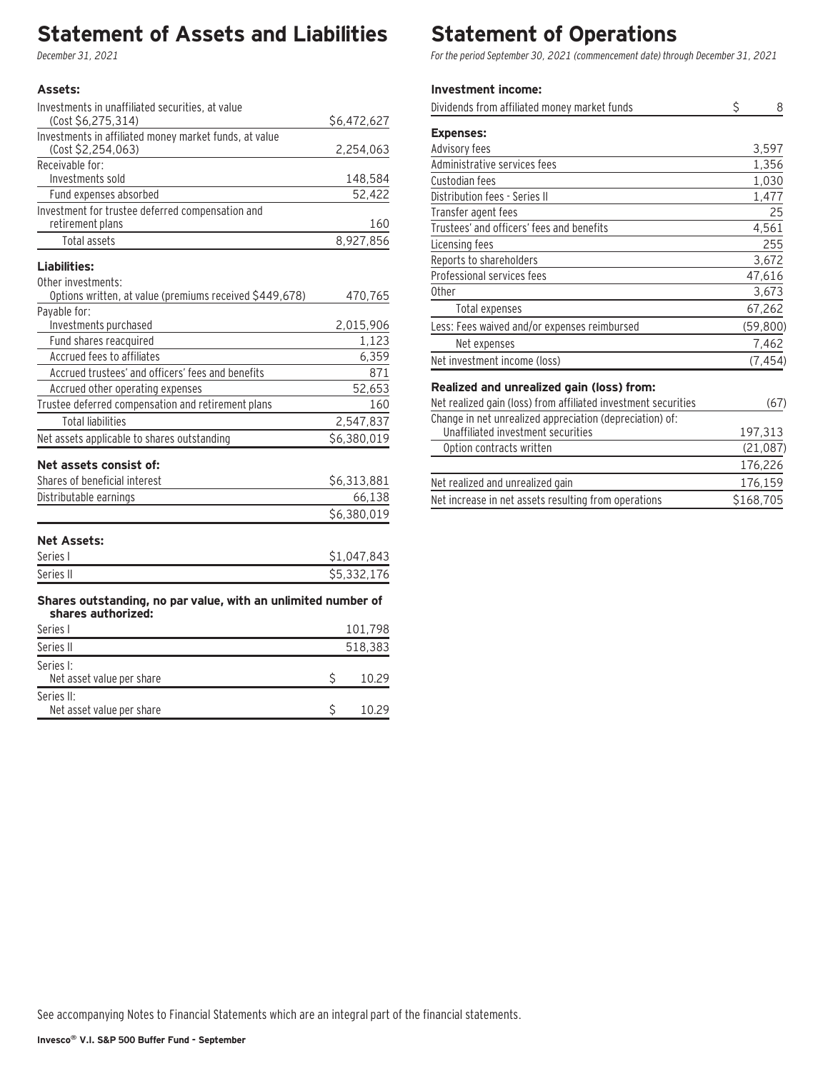# Statement of Assets and Liabilities

*December 31, 2021*

| | |
|---|---|
| **Assets:** | |
| Investments in unaffiliated securities, at value (Cost $6,275,314) | $6,472,627 |
| Investments in affiliated money market funds, at value (Cost $2,254,063) | 2,254,063 |
| Receivable for: | |
| Investments sold | 148,584 |
| Fund expenses absorbed | 52,422 |
| Investment for trustee deferred compensation and retirement plans | 160 |
| Total assets | 8,927,856 |
| **Liabilities:** | |
| Other investments: | |
| Options written, at value (premiums received $449,678) | 470,765 |
| Payable for: | |
| Investments purchased | 2,015,906 |
| Fund shares reacquired | 1,123 |
| Accrued fees to affiliates | 6,359 |
| Accrued trustees' and officers' fees and benefits | 871 |
| Accrued other operating expenses | 52,653 |
| Trustee deferred compensation and retirement plans | 160 |
| Total liabilities | 2,547,837 |
| Net assets applicable to shares outstanding | $6,380,019 |
| **Net assets consist of:** | |
| Shares of beneficial interest | $6,313,881 |
| Distributable earnings | 66,138 |
| | $6,380,019 |
| **Net Assets:** | |
| Series I | $1,047,843 |
| Series II | $5,332,176 |
| **Shares outstanding, no par value, with an unlimited number of shares authorized:** | |
| Series I | 101,798 |
| Series II | 518,383 |
| Series I: Net asset value per share | $ 10.29 |
| Series II: Net asset value per share | $ 10.29 |

# Statement of Operations

*For the period September 30, 2021 (commencement date) through December 31, 2021*

| | |
|---|---|
| **Investment income:** | |
| Dividends from affiliated money market funds | $ 8 |
| **Expenses:** | |
| Advisory fees | 3,597 |
| Administrative services fees | 1,356 |
| Custodian fees | 1,030 |
| Distribution fees - Series II | 1,477 |
| Transfer agent fees | 25 |
| Trustees' and officers' fees and benefits | 4,561 |
| Licensing fees | 255 |
| Reports to shareholders | 3,672 |
| Professional services fees | 47,616 |
| Other | 3,673 |
| Total expenses | 67,262 |
| Less: Fees waived and/or expenses reimbursed | (59,800) |
| Net expenses | 7,462 |
| Net investment income (loss) | (7,454) |
| **Realized and unrealized gain (loss) from:** | |
| Net realized gain (loss) from affiliated investment securities | (67) |
| Change in net unrealized appreciation (depreciation) of: | |
| Unaffiliated investment securities | 197,313 |
| Option contracts written | (21,087) |
| | 176,226 |
| Net realized and unrealized gain | 176,159 |
| Net increase in net assets resulting from operations | $168,705 |

See accompanying Notes to Financial Statements which are an integral part of the financial statements.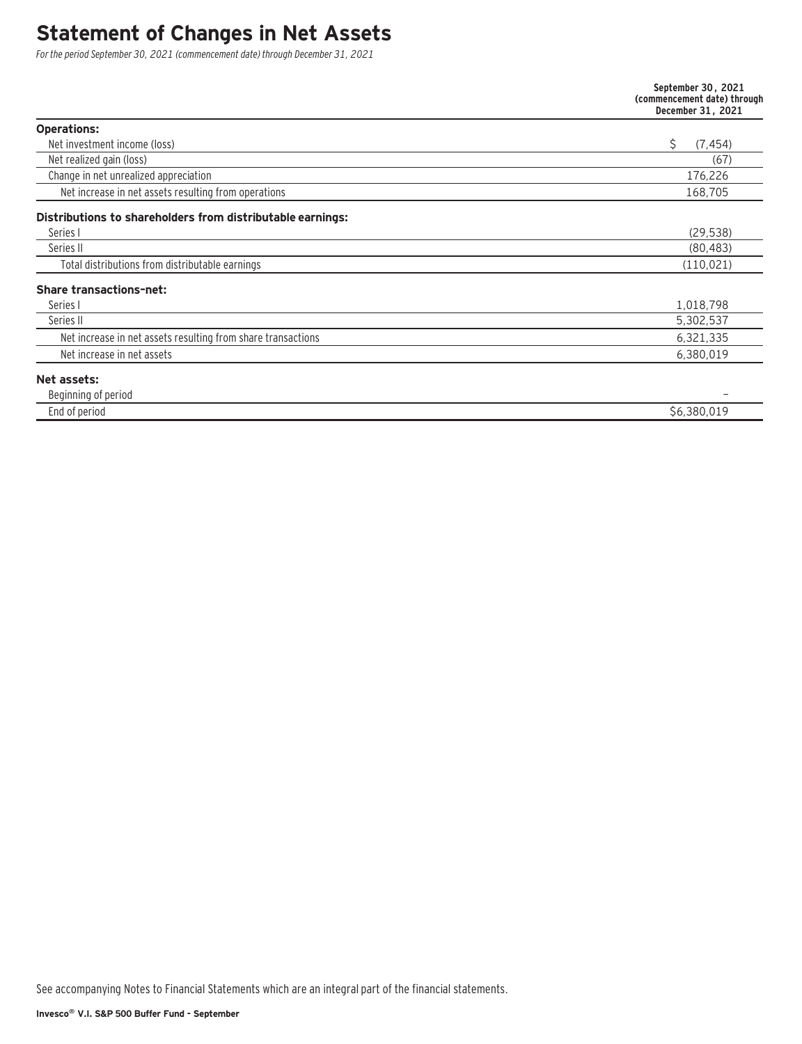# Statement of Changes in Net Assets

*For the period September 30, 2021 (commencement date) through December 31, 2021*

| | September 30, 2021 (commencement date) through December 31, 2021 |
|---|---|
| **Operations:** | |
| Net investment income (loss) | $ (7,454) |
| Net realized gain (loss) | (67) |
| Change in net unrealized appreciation | 176,226 |
| Net increase in net assets resulting from operations | 168,705 |
| **Distributions to shareholders from distributable earnings:** | |
| Series I | (29,538) |
| Series II | (80,483) |
| Total distributions from distributable earnings | (110,021) |
| **Share transactions–net:** | |
| Series I | 1,018,798 |
| Series II | 5,302,537 |
| Net increase in net assets resulting from share transactions | 6,321,335 |
| Net increase in net assets | 6,380,019 |
| **Net assets:** | |
| Beginning of period | – |
| End of period | $6,380,019 |

See accompanying Notes to Financial Statements which are an integral part of the financial statements.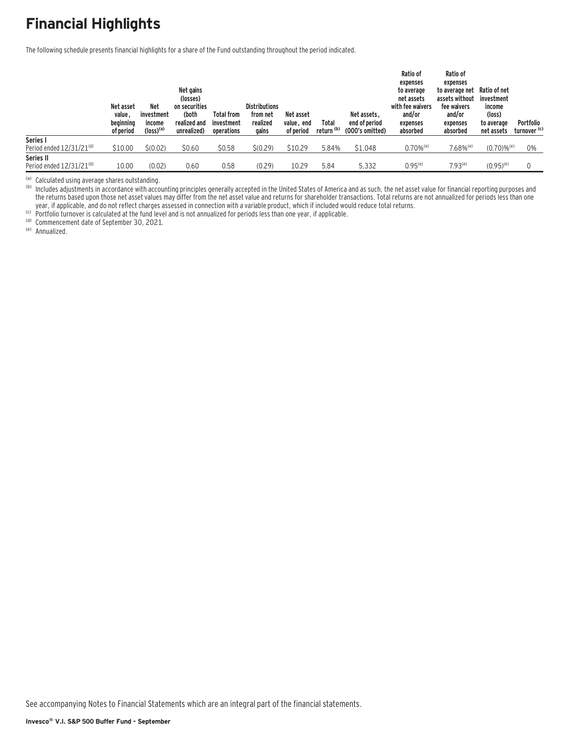# Financial Highlights

The following schedule presents financial highlights for a share of the Fund outstanding throughout the period indicated.

| | Net asset value, beginning of period | Net investment income (loss)[(a)] | Net gains (losses) on securities (both realized and unrealized) | Total from investment operations | Distributions from net realized gains | Net asset value, end of period | Total return [(b)] | Net assets, end of period (000's omitted) | Ratio of expenses to average net assets with fee waivers and/or expenses absorbed | Ratio of expenses to average net assets without fee waivers and/or expenses absorbed | Ratio of net investment income (loss) to average net assets | Portfolio turnover [(c)] |
|---|---|---|---|---|---|---|---|---|---|---|---|---|
| **Series I** | | | | | | | | | | | | |
| Period ended 12/31/21[(d)] | $10.00 | $(0.02) | $0.60 | $0.58 | $(0.29) | $10.29 | 5.84% | $1,048 | 0.70%[(e)] | 7.68%[(e)] | (0.70)%[(e)] | 0% |
| **Series II** | | | | | | | | | | | | |
| Period ended 12/31/21[(d)] | 10.00 | (0.02) | 0.60 | 0.58 | (0.29) | 10.29 | 5.84 | 5,332 | 0.95[(e)] | 7.93[(e)] | (0.95)[(e)] | 0 |

[(a)] Calculated using average shares outstanding.

[(b)] Includes adjustments in accordance with accounting principles generally accepted in the United States of America and as such, the net asset value for financial reporting purposes and the returns based upon those net asset values may differ from the net asset value and returns for shareholder transactions. Total returns are not annualized for periods less than one year, if applicable, and do not reflect charges assessed in connection with a variable product, which if included would reduce total returns.

[(c)] Portfolio turnover is calculated at the fund level and is not annualized for periods less than one year, if applicable.

[(d)] Commencement date of September 30, 2021.

[(e)] Annualized.

See accompanying Notes to Financial Statements which are an integral part of the financial statements.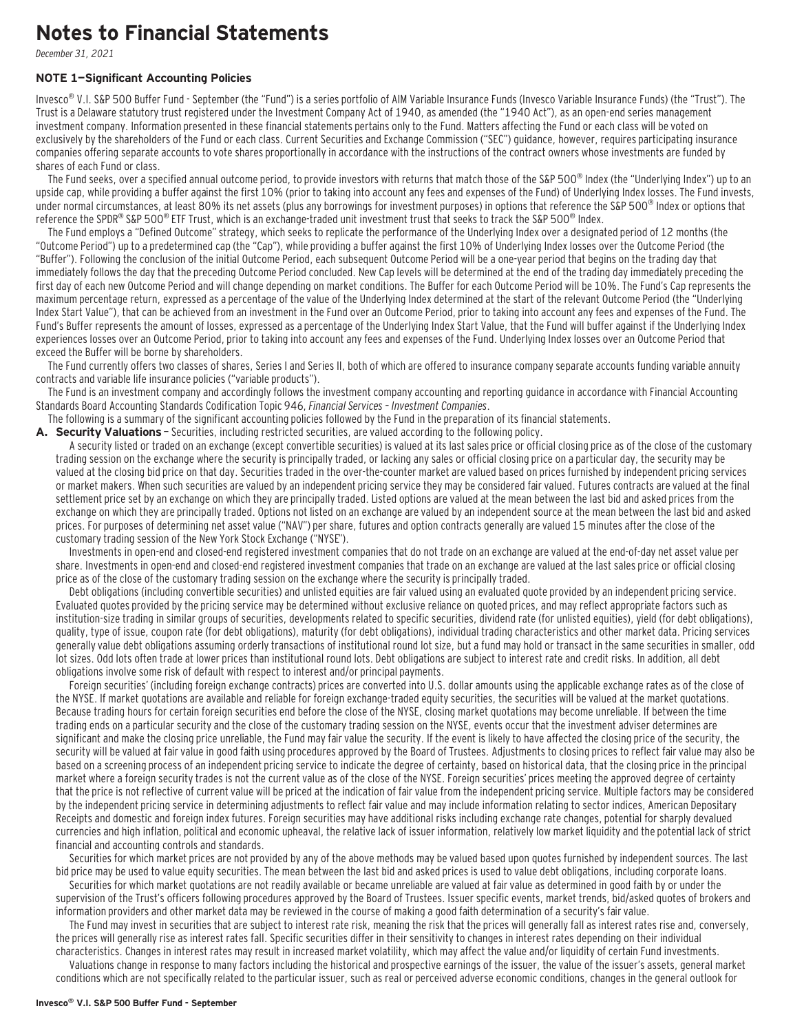# Notes to Financial Statements

*December 31, 2021*

### NOTE 1—Significant Accounting Policies

Invesco® V.I. S&P 500 Buffer Fund - September (the "Fund") is a series portfolio of AIM Variable Insurance Funds (Invesco Variable Insurance Funds) (the "Trust"). The Trust is a Delaware statutory trust registered under the Investment Company Act of 1940, as amended (the "1940 Act"), as an open-end series management investment company. Information presented in these financial statements pertains only to the Fund. Matters affecting the Fund or each class will be voted on exclusively by the shareholders of the Fund or each class. Current Securities and Exchange Commission ("SEC") guidance, however, requires participating insurance companies offering separate accounts to vote shares proportionally in accordance with the instructions of the contract owners whose investments are funded by shares of each Fund or class.

The Fund seeks, over a specified annual outcome period, to provide investors with returns that match those of the S&P 500® Index (the "Underlying Index") up to an upside cap, while providing a buffer against the first 10% (prior to taking into account any fees and expenses of the Fund) of Underlying Index losses. The Fund invests, under normal circumstances, at least 80% its net assets (plus any borrowings for investment purposes) in options that reference the S&P 500® Index or options that reference the SPDR® S&P 500® ETF Trust, which is an exchange-traded unit investment trust that seeks to track the S&P 500® Index.

The Fund employs a "Defined Outcome" strategy, which seeks to replicate the performance of the Underlying Index over a designated period of 12 months (the "Outcome Period") up to a predetermined cap (the "Cap"), while providing a buffer against the first 10% of Underlying Index losses over the Outcome Period (the "Buffer"). Following the conclusion of the initial Outcome Period, each subsequent Outcome Period will be a one-year period that begins on the trading day that immediately follows the day that the preceding Outcome Period concluded. New Cap levels will be determined at the end of the trading day immediately preceding the first day of each new Outcome Period and will change depending on market conditions. The Buffer for each Outcome Period will be 10%. The Fund's Cap represents the maximum percentage return, expressed as a percentage of the value of the Underlying Index determined at the start of the relevant Outcome Period (the "Underlying Index Start Value"), that can be achieved from an investment in the Fund over an Outcome Period, prior to taking into account any fees and expenses of the Fund. The Fund's Buffer represents the amount of losses, expressed as a percentage of the Underlying Index Start Value, that the Fund will buffer against if the Underlying Index experiences losses over an Outcome Period, prior to taking into account any fees and expenses of the Fund. Underlying Index losses over an Outcome Period that exceed the Buffer will be borne by shareholders.

The Fund currently offers two classes of shares, Series I and Series II, both of which are offered to insurance company separate accounts funding variable annuity contracts and variable life insurance policies ("variable products").

The Fund is an investment company and accordingly follows the investment company accounting and reporting guidance in accordance with Financial Accounting Standards Board Accounting Standards Codification Topic 946, *Financial Services - Investment Companies*.

The following is a summary of the significant accounting policies followed by the Fund in the preparation of its financial statements.

**A. Security Valuations** – Securities, including restricted securities, are valued according to the following policy.

A security listed or traded on an exchange (except convertible securities) is valued at its last sales price or official closing price as of the close of the customary trading session on the exchange where the security is principally traded, or lacking any sales or official closing price on a particular day, the security may be valued at the closing bid price on that day. Securities traded in the over-the-counter market are valued based on prices furnished by independent pricing services or market makers. When such securities are valued by an independent pricing service they may be considered fair valued. Futures contracts are valued at the final settlement price set by an exchange on which they are principally traded. Listed options are valued at the mean between the last bid and asked prices from the exchange on which they are principally traded. Options not listed on an exchange are valued by an independent source at the mean between the last bid and asked prices. For purposes of determining net asset value ("NAV") per share, futures and option contracts generally are valued 15 minutes after the close of the customary trading session of the New York Stock Exchange ("NYSE").

Investments in open-end and closed-end registered investment companies that do not trade on an exchange are valued at the end-of-day net asset value per share. Investments in open-end and closed-end registered investment companies that trade on an exchange are valued at the last sales price or official closing price as of the close of the customary trading session on the exchange where the security is principally traded.

Debt obligations (including convertible securities) and unlisted equities are fair valued using an evaluated quote provided by an independent pricing service. Evaluated quotes provided by the pricing service may be determined without exclusive reliance on quoted prices, and may reflect appropriate factors such as institution-size trading in similar groups of securities, developments related to specific securities, dividend rate (for unlisted equities), yield (for debt obligations), quality, type of issue, coupon rate (for debt obligations), maturity (for debt obligations), individual trading characteristics and other market data. Pricing services generally value debt obligations assuming orderly transactions of institutional round lot size, but a fund may hold or transact in the same securities in smaller, odd lot sizes. Odd lots often trade at lower prices than institutional round lots. Debt obligations are subject to interest rate and credit risks. In addition, all debt obligations involve some risk of default with respect to interest and/or principal payments.

Foreign securities' (including foreign exchange contracts) prices are converted into U.S. dollar amounts using the applicable exchange rates as of the close of the NYSE. If market quotations are available and reliable for foreign exchange-traded equity securities, the securities will be valued at the market quotations. Because trading hours for certain foreign securities end before the close of the NYSE, closing market quotations may become unreliable. If between the time trading ends on a particular security and the close of the customary trading session on the NYSE, events occur that the investment adviser determines are significant and make the closing price unreliable, the Fund may fair value the security. If the event is likely to have affected the closing price of the security, the security will be valued at fair value in good faith using procedures approved by the Board of Trustees. Adjustments to closing prices to reflect fair value may also be based on a screening process of an independent pricing service to indicate the degree of certainty, based on historical data, that the closing price in the principal market where a foreign security trades is not the current value as of the close of the NYSE. Foreign securities' prices meeting the approved degree of certainty that the price is not reflective of current value will be priced at the indication of fair value from the independent pricing service. Multiple factors may be considered by the independent pricing service in determining adjustments to reflect fair value and may include information relating to sector indices, American Depositary Receipts and domestic and foreign index futures. Foreign securities may have additional risks including exchange rate changes, potential for sharply devalued currencies and high inflation, political and economic upheaval, the relative lack of issuer information, relatively low market liquidity and the potential lack of strict financial and accounting controls and standards.

Securities for which market prices are not provided by any of the above methods may be valued based upon quotes furnished by independent sources. The last bid price may be used to value equity securities. The mean between the last bid and asked prices is used to value debt obligations, including corporate loans.

Securities for which market quotations are not readily available or became unreliable are valued at fair value as determined in good faith by or under the supervision of the Trust's officers following procedures approved by the Board of Trustees. Issuer specific events, market trends, bid/asked quotes of brokers and information providers and other market data may be reviewed in the course of making a good faith determination of a security's fair value.

The Fund may invest in securities that are subject to interest rate risk, meaning the risk that the prices will generally fall as interest rates rise and, conversely, the prices will generally rise as interest rates fall. Specific securities differ in their sensitivity to changes in interest rates depending on their individual characteristics. Changes in interest rates may result in increased market volatility, which may affect the value and/or liquidity of certain Fund investments.

Valuations change in response to many factors including the historical and prospective earnings of the issuer, the value of the issuer's assets, general market conditions which are not specifically related to the particular issuer, such as real or perceived adverse economic conditions, changes in the general outlook for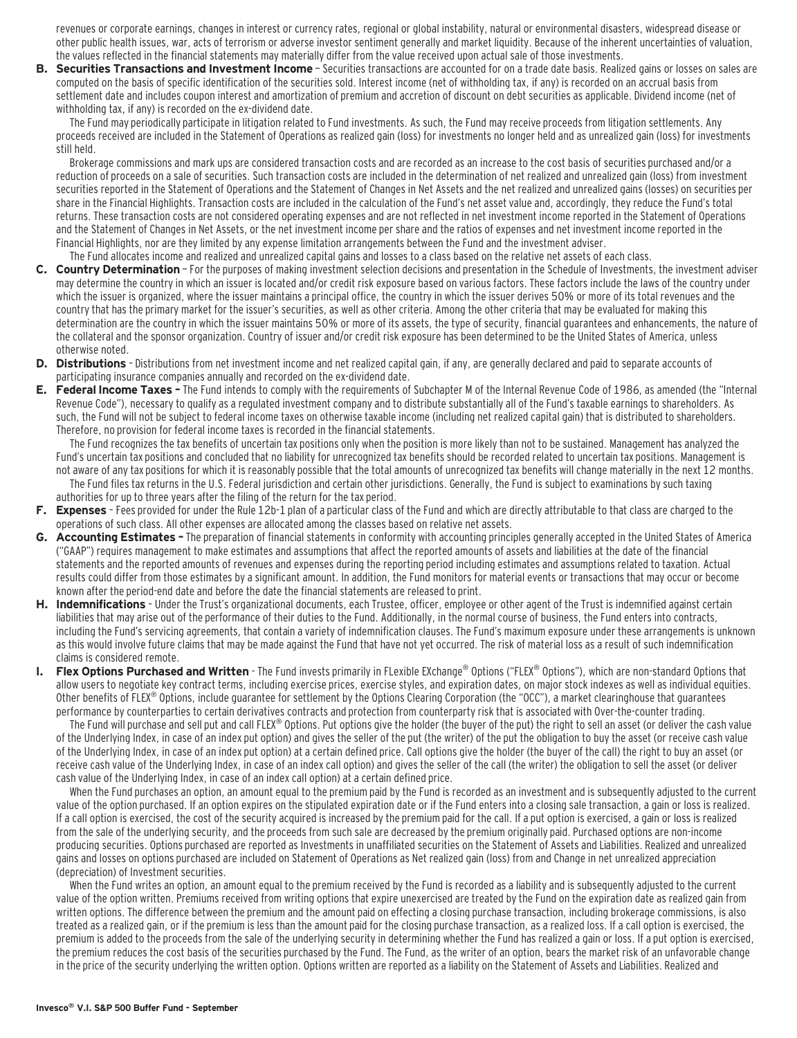revenues or corporate earnings, changes in interest or currency rates, regional or global instability, natural or environmental disasters, widespread disease or other public health issues, war, acts of terrorism or adverse investor sentiment generally and market liquidity. Because of the inherent uncertainties of valuation, the values reflected in the financial statements may materially differ from the value received upon actual sale of those investments.

**B. Securities Transactions and Investment Income** – Securities transactions are accounted for on a trade date basis. Realized gains or losses on sales are computed on the basis of specific identification of the securities sold. Interest income (net of withholding tax, if any) is recorded on an accrual basis from settlement date and includes coupon interest and amortization of premium and accretion of discount on debt securities as applicable. Dividend income (net of withholding tax, if any) is recorded on the ex-dividend date.

The Fund may periodically participate in litigation related to Fund investments. As such, the Fund may receive proceeds from litigation settlements. Any proceeds received are included in the Statement of Operations as realized gain (loss) for investments no longer held and as unrealized gain (loss) for investments still held.

Brokerage commissions and mark ups are considered transaction costs and are recorded as an increase to the cost basis of securities purchased and/or a reduction of proceeds on a sale of securities. Such transaction costs are included in the determination of net realized and unrealized gain (loss) from investment securities reported in the Statement of Operations and the Statement of Changes in Net Assets and the net realized and unrealized gains (losses) on securities per share in the Financial Highlights. Transaction costs are included in the calculation of the Fund's net asset value and, accordingly, they reduce the Fund's total returns. These transaction costs are not considered operating expenses and are not reflected in net investment income reported in the Statement of Operations and the Statement of Changes in Net Assets, or the net investment income per share and the ratios of expenses and net investment income reported in the Financial Highlights, nor are they limited by any expense limitation arrangements between the Fund and the investment adviser.

The Fund allocates income and realized and unrealized capital gains and losses to a class based on the relative net assets of each class.

**C. Country Determination** – For the purposes of making investment selection decisions and presentation in the Schedule of Investments, the investment adviser may determine the country in which an issuer is located and/or credit risk exposure based on various factors. These factors include the laws of the country under which the issuer is organized, where the issuer maintains a principal office, the country in which the issuer derives 50% or more of its total revenues and the country that has the primary market for the issuer's securities, as well as other criteria. Among the other criteria that may be evaluated for making this determination are the country in which the issuer maintains 50% or more of its assets, the type of security, financial guarantees and enhancements, the nature of the collateral and the sponsor organization. Country of issuer and/or credit risk exposure has been determined to be the United States of America, unless otherwise noted.

**D. Distributions** – Distributions from net investment income and net realized capital gain, if any, are generally declared and paid to separate accounts of participating insurance companies annually and recorded on the ex-dividend date.

**E. Federal Income Taxes –** The Fund intends to comply with the requirements of Subchapter M of the Internal Revenue Code of 1986, as amended (the "Internal Revenue Code"), necessary to qualify as a regulated investment company and to distribute substantially all of the Fund's taxable earnings to shareholders. As such, the Fund will not be subject to federal income taxes on otherwise taxable income (including net realized capital gain) that is distributed to shareholders. Therefore, no provision for federal income taxes is recorded in the financial statements.

The Fund recognizes the tax benefits of uncertain tax positions only when the position is more likely than not to be sustained. Management has analyzed the Fund's uncertain tax positions and concluded that no liability for unrecognized tax benefits should be recorded related to uncertain tax positions. Management is not aware of any tax positions for which it is reasonably possible that the total amounts of unrecognized tax benefits will change materially in the next 12 months.

The Fund files tax returns in the U.S. Federal jurisdiction and certain other jurisdictions. Generally, the Fund is subject to examinations by such taxing authorities for up to three years after the filing of the return for the tax period.

**F. Expenses** – Fees provided for under the Rule 12b-1 plan of a particular class of the Fund and which are directly attributable to that class are charged to the operations of such class. All other expenses are allocated among the classes based on relative net assets.

**G. Accounting Estimates –** The preparation of financial statements in conformity with accounting principles generally accepted in the United States of America ("GAAP") requires management to make estimates and assumptions that affect the reported amounts of assets and liabilities at the date of the financial statements and the reported amounts of revenues and expenses during the reporting period including estimates and assumptions related to taxation. Actual results could differ from those estimates by a significant amount. In addition, the Fund monitors for material events or transactions that may occur or become known after the period-end date and before the date the financial statements are released to print.

**H. Indemnifications** – Under the Trust's organizational documents, each Trustee, officer, employee or other agent of the Trust is indemnified against certain liabilities that may arise out of the performance of their duties to the Fund. Additionally, in the normal course of business, the Fund enters into contracts, including the Fund's servicing agreements, that contain a variety of indemnification clauses. The Fund's maximum exposure under these arrangements is unknown as this would involve future claims that may be made against the Fund that have not yet occurred. The risk of material loss as a result of such indemnification claims is considered remote.

**I. Flex Options Purchased and Written** - The Fund invests primarily in FLexible EXchange® Options ("FLEX® Options"), which are non-standard Options that allow users to negotiate key contract terms, including exercise prices, exercise styles, and expiration dates, on major stock indexes as well as individual equities. Other benefits of FLEX® Options, include guarantee for settlement by the Options Clearing Corporation (the "OCC"), a market clearinghouse that guarantees performance by counterparties to certain derivatives contracts and protection from counterparty risk that is associated with Over-the-counter trading.

The Fund will purchase and sell put and call FLEX® Options. Put options give the holder (the buyer of the put) the right to sell an asset (or deliver the cash value of the Underlying Index, in case of an index put option) and gives the seller of the put (the writer) of the put the obligation to buy the asset (or receive cash value of the Underlying Index, in case of an index put option) at a certain defined price. Call options give the holder (the buyer of the call) the right to buy an asset (or receive cash value of the Underlying Index, in case of an index call option) and gives the seller of the call (the writer) the obligation to sell the asset (or deliver cash value of the Underlying Index, in case of an index call option) at a certain defined price.

When the Fund purchases an option, an amount equal to the premium paid by the Fund is recorded as an investment and is subsequently adjusted to the current value of the option purchased. If an option expires on the stipulated expiration date or if the Fund enters into a closing sale transaction, a gain or loss is realized. If a call option is exercised, the cost of the security acquired is increased by the premium paid for the call. If a put option is exercised, a gain or loss is realized from the sale of the underlying security, and the proceeds from such sale are decreased by the premium originally paid. Purchased options are non-income producing securities. Options purchased are reported as Investments in unaffiliated securities on the Statement of Assets and Liabilities. Realized and unrealized gains and losses on options purchased are included on Statement of Operations as Net realized gain (loss) from and Change in net unrealized appreciation (depreciation) of Investment securities.

When the Fund writes an option, an amount equal to the premium received by the Fund is recorded as a liability and is subsequently adjusted to the current value of the option written. Premiums received from writing options that expire unexercised are treated by the Fund on the expiration date as realized gain from written options. The difference between the premium and the amount paid on effecting a closing purchase transaction, including brokerage commissions, is also treated as a realized gain, or if the premium is less than the amount paid for the closing purchase transaction, as a realized loss. If a call option is exercised, the premium is added to the proceeds from the sale of the underlying security in determining whether the Fund has realized a gain or loss. If a put option is exercised, the premium reduces the cost basis of the securities purchased by the Fund. The Fund, as the writer of an option, bears the market risk of an unfavorable change in the price of the security underlying the written option. Options written are reported as a liability on the Statement of Assets and Liabilities. Realized and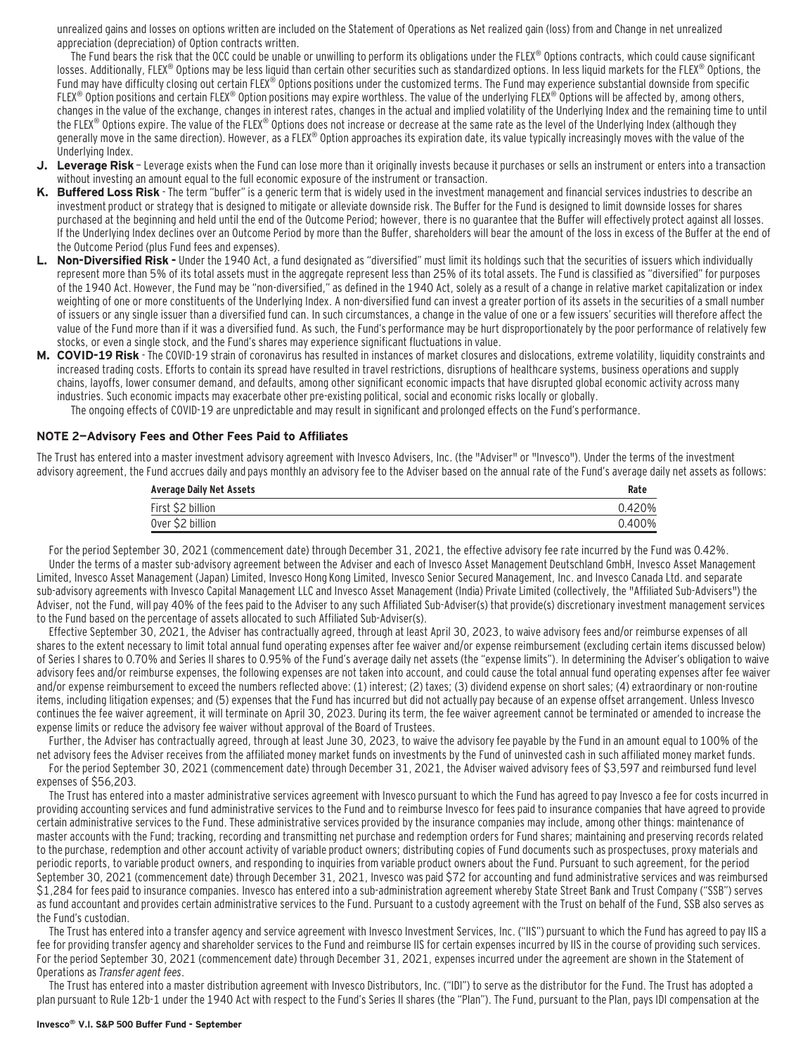unrealized gains and losses on options written are included on the Statement of Operations as Net realized gain (loss) from and Change in net unrealized appreciation (depreciation) of Option contracts written.

The Fund bears the risk that the OCC could be unable or unwilling to perform its obligations under the FLEX® Options contracts, which could cause significant losses. Additionally, FLEX® Options may be less liquid than certain other securities such as standardized options. In less liquid markets for the FLEX® Options, the Fund may have difficulty closing out certain FLEX® Options positions under the customized terms. The Fund may experience substantial downside from specific FLEX® Option positions and certain FLEX® Option positions may expire worthless. The value of the underlying FLEX® Options will be affected by, among others, changes in the value of the exchange, changes in interest rates, changes in the actual and implied volatility of the Underlying Index and the remaining time to until the FLEX® Options expire. The value of the FLEX® Options does not increase or decrease at the same rate as the level of the Underlying Index (although they generally move in the same direction). However, as a FLEX® Option approaches its expiration date, its value typically increasingly moves with the value of the Underlying Index.

**J. Leverage Risk** – Leverage exists when the Fund can lose more than it originally invests because it purchases or sells an instrument or enters into a transaction without investing an amount equal to the full economic exposure of the instrument or transaction.

**K. Buffered Loss Risk** - The term "buffer" is a generic term that is widely used in the investment management and financial services industries to describe an investment product or strategy that is designed to mitigate or alleviate downside risk. The Buffer for the Fund is designed to limit downside losses for shares purchased at the beginning and held until the end of the Outcome Period; however, there is no guarantee that the Buffer will effectively protect against all losses. If the Underlying Index declines over an Outcome Period by more than the Buffer, shareholders will bear the amount of the loss in excess of the Buffer at the end of the Outcome Period (plus Fund fees and expenses).

**L. Non-Diversified Risk -** Under the 1940 Act, a fund designated as "diversified" must limit its holdings such that the securities of issuers which individually represent more than 5% of its total assets must in the aggregate represent less than 25% of its total assets. The Fund is classified as "diversified" for purposes of the 1940 Act. However, the Fund may be "non-diversified," as defined in the 1940 Act, solely as a result of a change in relative market capitalization or index weighting of one or more constituents of the Underlying Index. A non-diversified fund can invest a greater portion of its assets in the securities of a small number of issuers or any single issuer than a diversified fund can. In such circumstances, a change in the value of one or a few issuers' securities will therefore affect the value of the Fund more than if it was a diversified fund. As such, the Fund's performance may be hurt disproportionately by the poor performance of relatively few stocks, or even a single stock, and the Fund's shares may experience significant fluctuations in value.

**M. COVID-19 Risk** - The COVID-19 strain of coronavirus has resulted in instances of market closures and dislocations, extreme volatility, liquidity constraints and increased trading costs. Efforts to contain its spread have resulted in travel restrictions, disruptions of healthcare systems, business operations and supply chains, layoffs, lower consumer demand, and defaults, among other significant economic impacts that have disrupted global economic activity across many industries. Such economic impacts may exacerbate other pre-existing political, social and economic risks locally or globally.

The ongoing effects of COVID-19 are unpredictable and may result in significant and prolonged effects on the Fund's performance.

## NOTE 2—Advisory Fees and Other Fees Paid to Affiliates

The Trust has entered into a master investment advisory agreement with Invesco Advisers, Inc. (the "Adviser" or "Invesco"). Under the terms of the investment advisory agreement, the Fund accrues daily and pays monthly an advisory fee to the Adviser based on the annual rate of the Fund's average daily net assets as follows:

| Average Daily Net Assets | Rate |
|---|---|
| First $2 billion | 0.420% |
| Over $2 billion | 0.400% |

For the period September 30, 2021 (commencement date) through December 31, 2021, the effective advisory fee rate incurred by the Fund was 0.42%.

Under the terms of a master sub-advisory agreement between the Adviser and each of Invesco Asset Management Deutschland GmbH, Invesco Asset Management Limited, Invesco Asset Management (Japan) Limited, Invesco Hong Kong Limited, Invesco Senior Secured Management, Inc. and Invesco Canada Ltd. and separate sub-advisory agreements with Invesco Capital Management LLC and Invesco Asset Management (India) Private Limited (collectively, the "Affiliated Sub-Advisers") the Adviser, not the Fund, will pay 40% of the fees paid to the Adviser to any such Affiliated Sub-Adviser(s) that provide(s) discretionary investment management services to the Fund based on the percentage of assets allocated to such Affiliated Sub-Adviser(s).

Effective September 30, 2021, the Adviser has contractually agreed, through at least April 30, 2023, to waive advisory fees and/or reimburse expenses of all shares to the extent necessary to limit total annual fund operating expenses after fee waiver and/or expense reimbursement (excluding certain items discussed below) of Series I shares to 0.70% and Series II shares to 0.95% of the Fund's average daily net assets (the "expense limits"). In determining the Adviser's obligation to waive advisory fees and/or reimburse expenses, the following expenses are not taken into account, and could cause the total annual fund operating expenses after fee waiver and/or expense reimbursement to exceed the numbers reflected above: (1) interest; (2) taxes; (3) dividend expense on short sales; (4) extraordinary or non-routine items, including litigation expenses; and (5) expenses that the Fund has incurred but did not actually pay because of an expense offset arrangement. Unless Invesco continues the fee waiver agreement, it will terminate on April 30, 2023. During its term, the fee waiver agreement cannot be terminated or amended to increase the expense limits or reduce the advisory fee waiver without approval of the Board of Trustees.

Further, the Adviser has contractually agreed, through at least June 30, 2023, to waive the advisory fee payable by the Fund in an amount equal to 100% of the net advisory fees the Adviser receives from the affiliated money market funds on investments by the Fund of uninvested cash in such affiliated money market funds.

For the period September 30, 2021 (commencement date) through December 31, 2021, the Adviser waived advisory fees of $3,597 and reimbursed fund level expenses of $56,203.

The Trust has entered into a master administrative services agreement with Invesco pursuant to which the Fund has agreed to pay Invesco a fee for costs incurred in providing accounting services and fund administrative services to the Fund and to reimburse Invesco for fees paid to insurance companies that have agreed to provide certain administrative services to the Fund. These administrative services provided by the insurance companies may include, among other things: maintenance of master accounts with the Fund; tracking, recording and transmitting net purchase and redemption orders for Fund shares; maintaining and preserving records related to the purchase, redemption and other account activity of variable product owners; distributing copies of Fund documents such as prospectuses, proxy materials and periodic reports, to variable product owners, and responding to inquiries from variable product owners about the Fund. Pursuant to such agreement, for the period September 30, 2021 (commencement date) through December 31, 2021, Invesco was paid $72 for accounting and fund administrative services and was reimbursed $1,284 for fees paid to insurance companies. Invesco has entered into a sub-administration agreement whereby State Street Bank and Trust Company ("SSB") serves as fund accountant and provides certain administrative services to the Fund. Pursuant to a custody agreement with the Trust on behalf of the Fund, SSB also serves as the Fund's custodian.

The Trust has entered into a transfer agency and service agreement with Invesco Investment Services, Inc. ("IIS") pursuant to which the Fund has agreed to pay IIS a fee for providing transfer agency and shareholder services to the Fund and reimburse IIS for certain expenses incurred by IIS in the course of providing such services. For the period September 30, 2021 (commencement date) through December 31, 2021, expenses incurred under the agreement are shown in the Statement of Operations as *Transfer agent fees*.

The Trust has entered into a master distribution agreement with Invesco Distributors, Inc. ("IDI") to serve as the distributor for the Fund. The Trust has adopted a plan pursuant to Rule 12b-1 under the 1940 Act with respect to the Fund's Series II shares (the "Plan"). The Fund, pursuant to the Plan, pays IDI compensation at the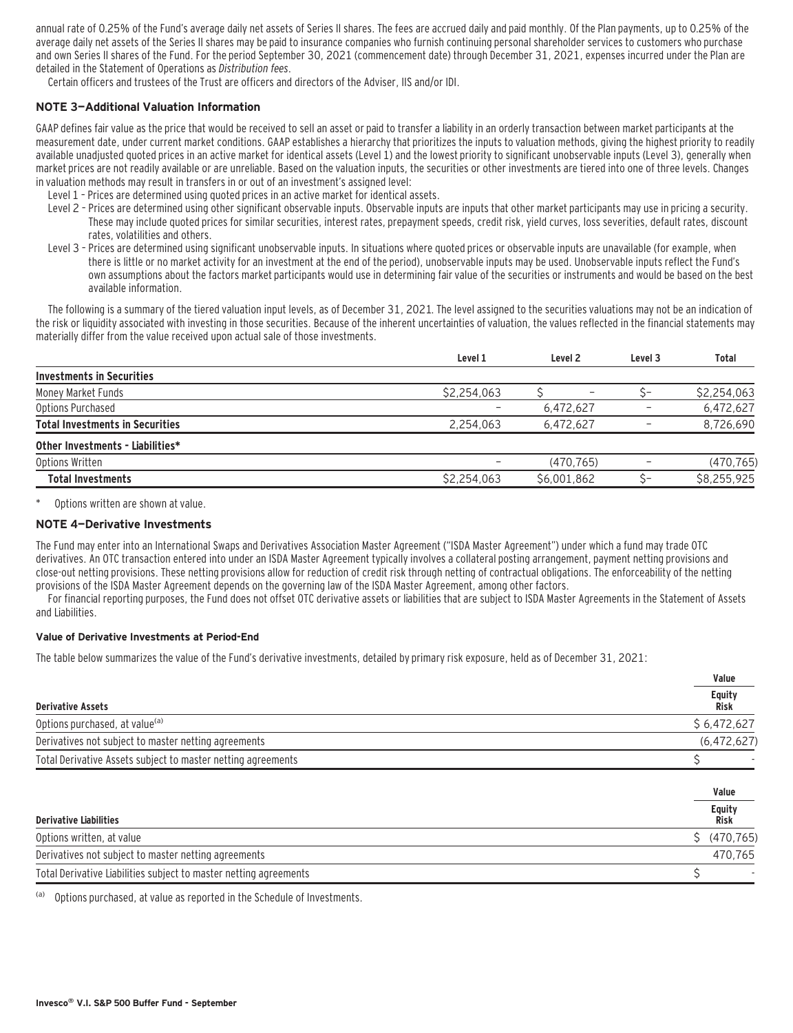annual rate of 0.25% of the Fund's average daily net assets of Series II shares. The fees are accrued daily and paid monthly. Of the Plan payments, up to 0.25% of the average daily net assets of the Series II shares may be paid to insurance companies who furnish continuing personal shareholder services to customers who purchase and own Series II shares of the Fund. For the period September 30, 2021 (commencement date) through December 31, 2021, expenses incurred under the Plan are detailed in the Statement of Operations as *Distribution fees*.

Certain officers and trustees of the Trust are officers and directors of the Adviser, IIS and/or IDI.

### NOTE 3—Additional Valuation Information

GAAP defines fair value as the price that would be received to sell an asset or paid to transfer a liability in an orderly transaction between market participants at the measurement date, under current market conditions. GAAP establishes a hierarchy that prioritizes the inputs to valuation methods, giving the highest priority to readily available unadjusted quoted prices in an active market for identical assets (Level 1) and the lowest priority to significant unobservable inputs (Level 3), generally when market prices are not readily available or are unreliable. Based on the valuation inputs, the securities or other investments are tiered into one of three levels. Changes in valuation methods may result in transfers in or out of an investment's assigned level:

Level 1 – Prices are determined using quoted prices in an active market for identical assets.

Level 2 – Prices are determined using other significant observable inputs. Observable inputs are inputs that other market participants may use in pricing a security. These may include quoted prices for similar securities, interest rates, prepayment speeds, credit risk, yield curves, loss severities, default rates, discount rates, volatilities and others.

Level 3 – Prices are determined using significant unobservable inputs. In situations where quoted prices or observable inputs are unavailable (for example, when there is little or no market activity for an investment at the end of the period), unobservable inputs may be used. Unobservable inputs reflect the Fund's own assumptions about the factors market participants would use in determining fair value of the securities or instruments and would be based on the best available information.

The following is a summary of the tiered valuation input levels, as of December 31, 2021. The level assigned to the securities valuations may not be an indication of the risk or liquidity associated with investing in those securities. Because of the inherent uncertainties of valuation, the values reflected in the financial statements may materially differ from the value received upon actual sale of those investments.

| | Level 1 | Level 2 | Level 3 | Total |
|---|---|---|---|---|
| **Investments in Securities** | | | | |
| Money Market Funds | $2,254,063 | $ – | $– | $2,254,063 |
| Options Purchased | – | 6,472,627 | – | 6,472,627 |
| **Total Investments in Securities** | 2,254,063 | 6,472,627 | – | 8,726,690 |
| **Other Investments - Liabilities*** | | | | |
| Options Written | – | (470,765) | – | (470,765) |
| **Total Investments** | $2,254,063 | $6,001,862 | $– | $8,255,925 |

\* Options written are shown at value.

### NOTE 4—Derivative Investments

The Fund may enter into an International Swaps and Derivatives Association Master Agreement ("ISDA Master Agreement") under which a fund may trade OTC derivatives. An OTC transaction entered into under an ISDA Master Agreement typically involves a collateral posting arrangement, payment netting provisions and close-out netting provisions. These netting provisions allow for reduction of credit risk through netting of contractual obligations. The enforceability of the netting provisions of the ISDA Master Agreement depends on the governing law of the ISDA Master Agreement, among other factors.

For financial reporting purposes, the Fund does not offset OTC derivative assets or liabilities that are subject to ISDA Master Agreements in the Statement of Assets and Liabilities.

#### Value of Derivative Investments at Period-End

The table below summarizes the value of the Fund's derivative investments, detailed by primary risk exposure, held as of December 31, 2021:

| | Value |
|---|---|
| **Derivative Assets** | **Equity Risk** |
| Options purchased, at value[(a)] | $ 6,472,627 |
| Derivatives not subject to master netting agreements | (6,472,627) |
| Total Derivative Assets subject to master netting agreements | $ - |

| | Value |
|---|---|
| **Derivative Liabilities** | **Equity Risk** |
| Options written, at value | $ (470,765) |
| Derivatives not subject to master netting agreements | 470,765 |
| Total Derivative Liabilities subject to master netting agreements | $ - |

(a) Options purchased, at value as reported in the Schedule of Investments.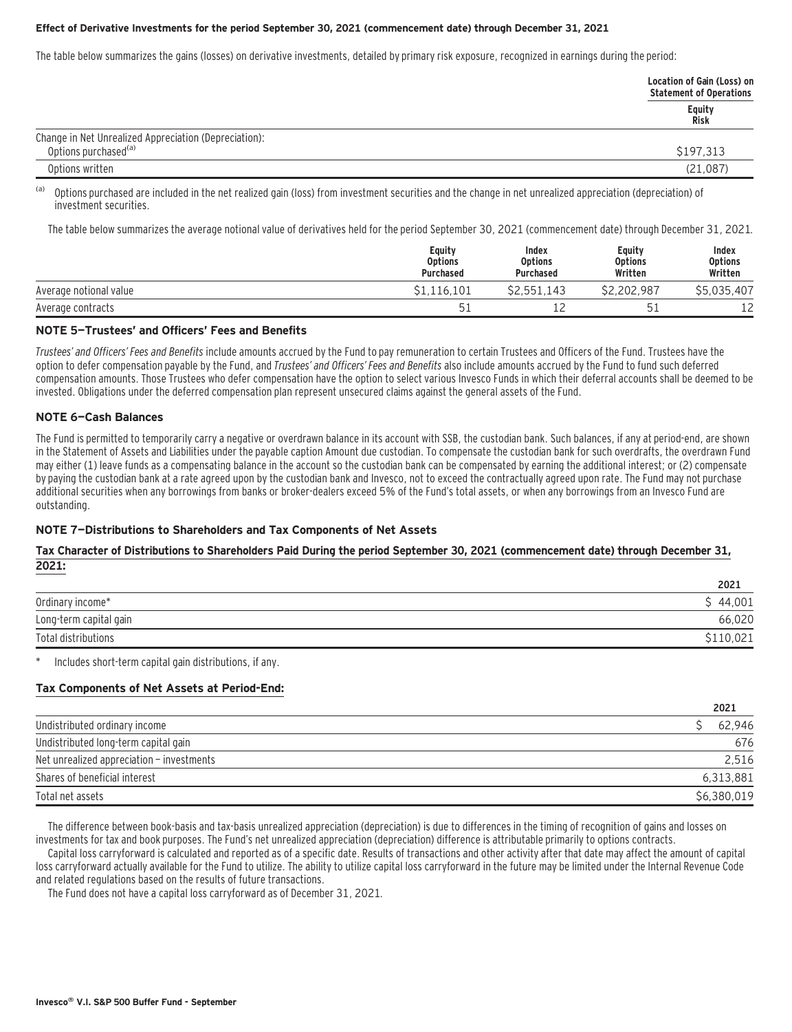**Effect of Derivative Investments for the period September 30, 2021 (commencement date) through December 31, 2021**

The table below summarizes the gains (losses) on derivative investments, detailed by primary risk exposure, recognized in earnings during the period:

| | Location of Gain (Loss) on Statement of Operations |
|---|---|
| | Equity Risk |
| Change in Net Unrealized Appreciation (Depreciation): | |
| Options purchased[(a)] | $197,313 |
| Options written | (21,087) |

(a) Options purchased are included in the net realized gain (loss) from investment securities and the change in net unrealized appreciation (depreciation) of investment securities.

The table below summarizes the average notional value of derivatives held for the period September 30, 2021 (commencement date) through December 31, 2021.

| | Equity Options Purchased | Index Options Purchased | Equity Options Written | Index Options Written |
|---|---|---|---|---|
| Average notional value | $1,116,101 | $2,551,143 | $2,202,987 | $5,035,407 |
| Average contracts | 51 | 12 | 51 | 12 |

## NOTE 5—Trustees' and Officers' Fees and Benefits

*Trustees' and Officers' Fees and Benefits* include amounts accrued by the Fund to pay remuneration to certain Trustees and Officers of the Fund. Trustees have the option to defer compensation payable by the Fund, and *Trustees' and Officers' Fees and Benefits* also include amounts accrued by the Fund to fund such deferred compensation amounts. Those Trustees who defer compensation have the option to select various Invesco Funds in which their deferral accounts shall be deemed to be invested. Obligations under the deferred compensation plan represent unsecured claims against the general assets of the Fund.

## NOTE 6—Cash Balances

The Fund is permitted to temporarily carry a negative or overdrawn balance in its account with SSB, the custodian bank. Such balances, if any at period-end, are shown in the Statement of Assets and Liabilities under the payable caption Amount due custodian. To compensate the custodian bank for such overdrafts, the overdrawn Fund may either (1) leave funds as a compensating balance in the account so the custodian bank can be compensated by earning the additional interest; or (2) compensate by paying the custodian bank at a rate agreed upon by the custodian bank and Invesco, not to exceed the contractually agreed upon rate. The Fund may not purchase additional securities when any borrowings from banks or broker-dealers exceed 5% of the Fund's total assets, or when any borrowings from an Invesco Fund are outstanding.

## NOTE 7—Distributions to Shareholders and Tax Components of Net Assets

### Tax Character of Distributions to Shareholders Paid During the period September 30, 2021 (commencement date) through December 31, 2021:

| | 2021 |
|---|---|
| Ordinary income* | $ 44,001 |
| Long-term capital gain | 66,020 |
| Total distributions | $110,021 |

\* Includes short-term capital gain distributions, if any.

### Tax Components of Net Assets at Period-End:

| | 2021 |
|---|---|
| Undistributed ordinary income | $ 62,946 |
| Undistributed long-term capital gain | 676 |
| Net unrealized appreciation – investments | 2,516 |
| Shares of beneficial interest | 6,313,881 |
| Total net assets | $6,380,019 |

The difference between book-basis and tax-basis unrealized appreciation (depreciation) is due to differences in the timing of recognition of gains and losses on investments for tax and book purposes. The Fund's net unrealized appreciation (depreciation) difference is attributable primarily to options contracts.

Capital loss carryforward is calculated and reported as of a specific date. Results of transactions and other activity after that date may affect the amount of capital loss carryforward actually available for the Fund to utilize. The ability to utilize capital loss carryforward in the future may be limited under the Internal Revenue Code and related regulations based on the results of future transactions.

The Fund does not have a capital loss carryforward as of December 31, 2021.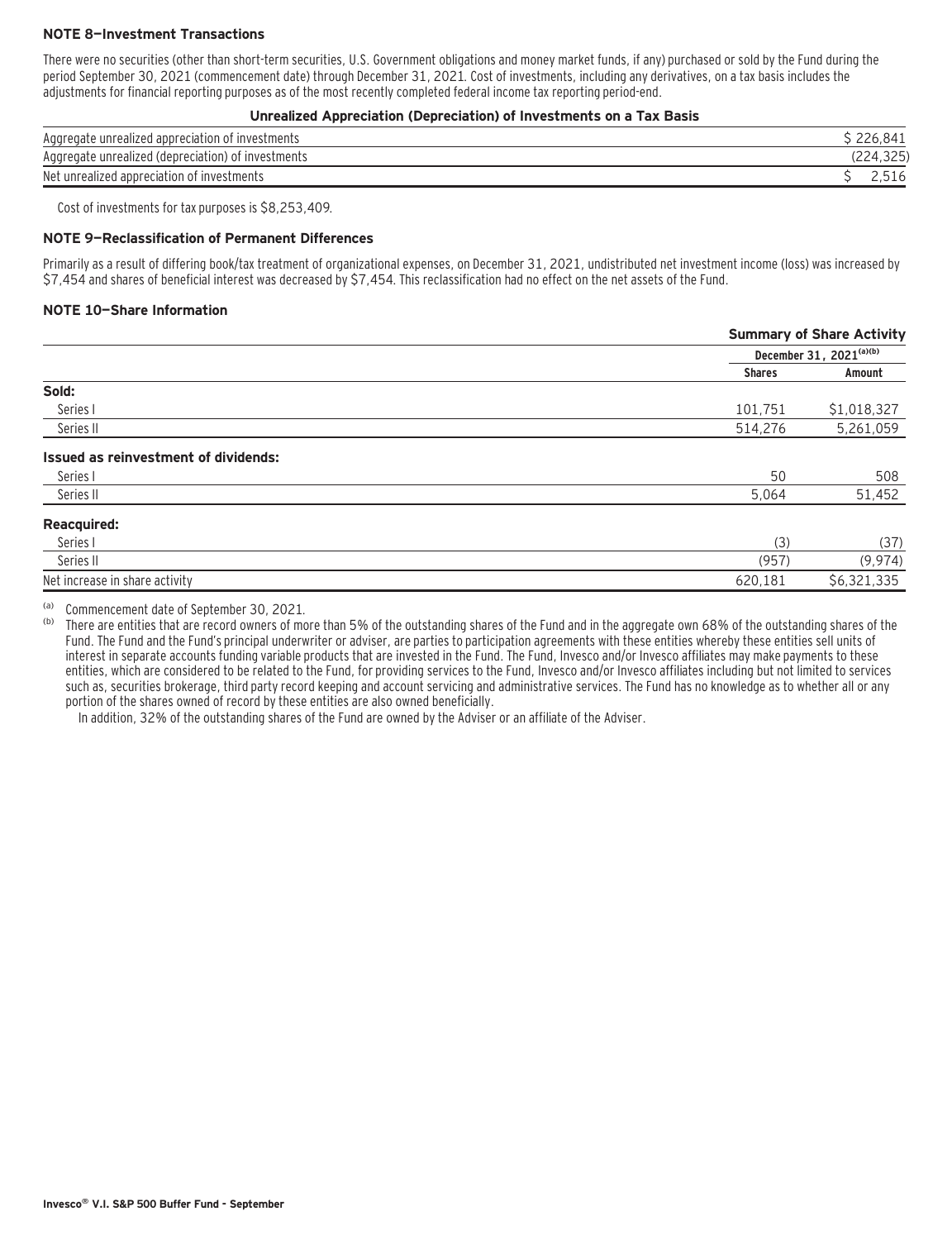### NOTE 8—Investment Transactions

There were no securities (other than short-term securities, U.S. Government obligations and money market funds, if any) purchased or sold by the Fund during the period September 30, 2021 (commencement date) through December 31, 2021. Cost of investments, including any derivatives, on a tax basis includes the adjustments for financial reporting purposes as of the most recently completed federal income tax reporting period-end.

**Unrealized Appreciation (Depreciation) of Investments on a Tax Basis**

| | |
|---|---|
| Aggregate unrealized appreciation of investments | $ 226,841 |
| Aggregate unrealized (depreciation) of investments | (224,325) |
| Net unrealized appreciation of investments | $ 2,516 |

Cost of investments for tax purposes is $8,253,409.

### NOTE 9—Reclassification of Permanent Differences

Primarily as a result of differing book/tax treatment of organizational expenses, on December 31, 2021, undistributed net investment income (loss) was increased by $7,454 and shares of beneficial interest was decreased by $7,454. This reclassification had no effect on the net assets of the Fund.

### NOTE 10—Share Information

| | **Summary of Share Activity** | |
|---|---|---|
| | **December 31, 2021[(a)(b)]** | |
| | **Shares** | **Amount** |
| **Sold:** | | |
| Series I | 101,751 | $1,018,327 |
| Series II | 514,276 | 5,261,059 |
| **Issued as reinvestment of dividends:** | | |
| Series I | 50 | 508 |
| Series II | 5,064 | 51,452 |
| **Reacquired:** | | |
| Series I | (3) | (37) |
| Series II | (957) | (9,974) |
| Net increase in share activity | 620,181 | $6,321,335 |

[(a)] Commencement date of September 30, 2021.

[(b)] There are entities that are record owners of more than 5% of the outstanding shares of the Fund and in the aggregate own 68% of the outstanding shares of the Fund. The Fund and the Fund's principal underwriter or adviser, are parties to participation agreements with these entities whereby these entities sell units of interest in separate accounts funding variable products that are invested in the Fund. The Fund, Invesco and/or Invesco affiliates may make payments to these entities, which are considered to be related to the Fund, for providing services to the Fund, Invesco and/or Invesco affiliates including but not limited to services such as, securities brokerage, third party record keeping and account servicing and administrative services. The Fund has no knowledge as to whether all or any portion of the shares owned of record by these entities are also owned beneficially.

In addition, 32% of the outstanding shares of the Fund are owned by the Adviser or an affiliate of the Adviser.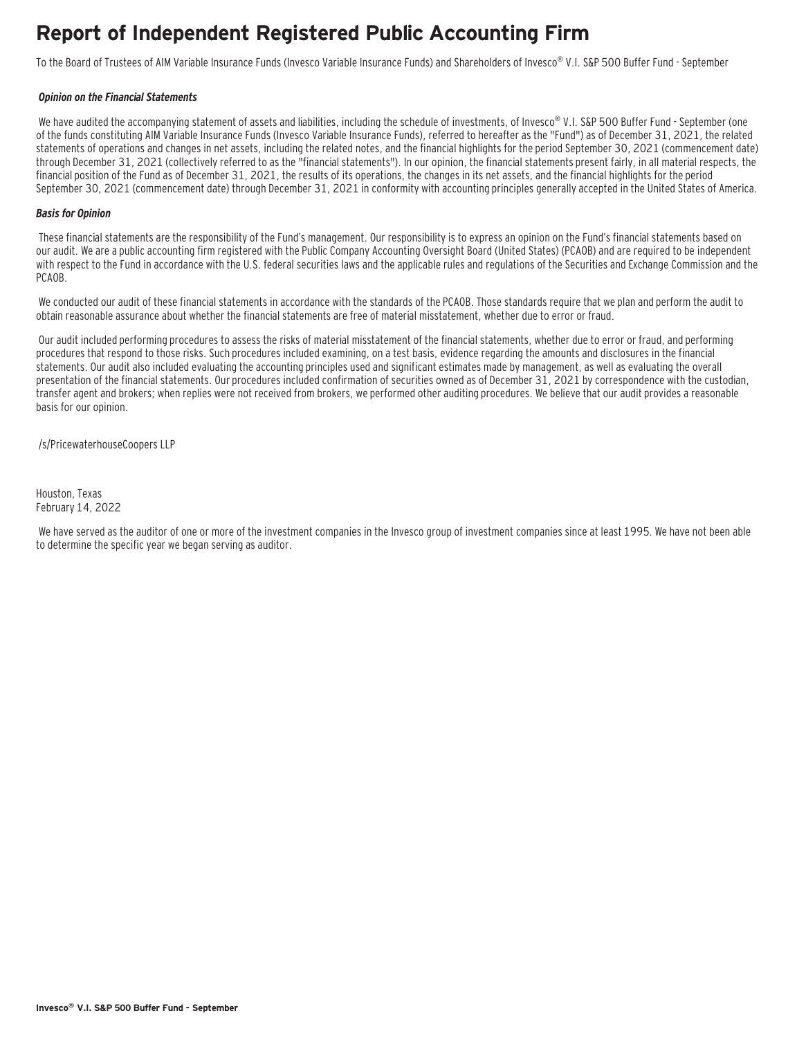# Report of Independent Registered Public Accounting Firm

To the Board of Trustees of AIM Variable Insurance Funds (Invesco Variable Insurance Funds) and Shareholders of Invesco® V.I. S&P 500 Buffer Fund - September

***Opinion on the Financial Statements***

We have audited the accompanying statement of assets and liabilities, including the schedule of investments, of Invesco® V.I. S&P 500 Buffer Fund - September (one of the funds constituting AIM Variable Insurance Funds (Invesco Variable Insurance Funds), referred to hereafter as the "Fund") as of December 31, 2021, the related statements of operations and changes in net assets, including the related notes, and the financial highlights for the period September 30, 2021 (commencement date) through December 31, 2021 (collectively referred to as the "financial statements"). In our opinion, the financial statements present fairly, in all material respects, the financial position of the Fund as of December 31, 2021, the results of its operations, the changes in its net assets, and the financial highlights for the period September 30, 2021 (commencement date) through December 31, 2021 in conformity with accounting principles generally accepted in the United States of America.

***Basis for Opinion***

These financial statements are the responsibility of the Fund's management. Our responsibility is to express an opinion on the Fund's financial statements based on our audit. We are a public accounting firm registered with the Public Company Accounting Oversight Board (United States) (PCAOB) and are required to be independent with respect to the Fund in accordance with the U.S. federal securities laws and the applicable rules and regulations of the Securities and Exchange Commission and the PCAOB.

We conducted our audit of these financial statements in accordance with the standards of the PCAOB. Those standards require that we plan and perform the audit to obtain reasonable assurance about whether the financial statements are free of material misstatement, whether due to error or fraud.

Our audit included performing procedures to assess the risks of material misstatement of the financial statements, whether due to error or fraud, and performing procedures that respond to those risks. Such procedures included examining, on a test basis, evidence regarding the amounts and disclosures in the financial statements. Our audit also included evaluating the accounting principles used and significant estimates made by management, as well as evaluating the overall presentation of the financial statements. Our procedures included confirmation of securities owned as of December 31, 2021 by correspondence with the custodian, transfer agent and brokers; when replies were not received from brokers, we performed other auditing procedures. We believe that our audit provides a reasonable basis for our opinion.

/s/PricewaterhouseCoopers LLP

Houston, Texas
February 14, 2022

We have served as the auditor of one or more of the investment companies in the Invesco group of investment companies since at least 1995. We have not been able to determine the specific year we began serving as auditor.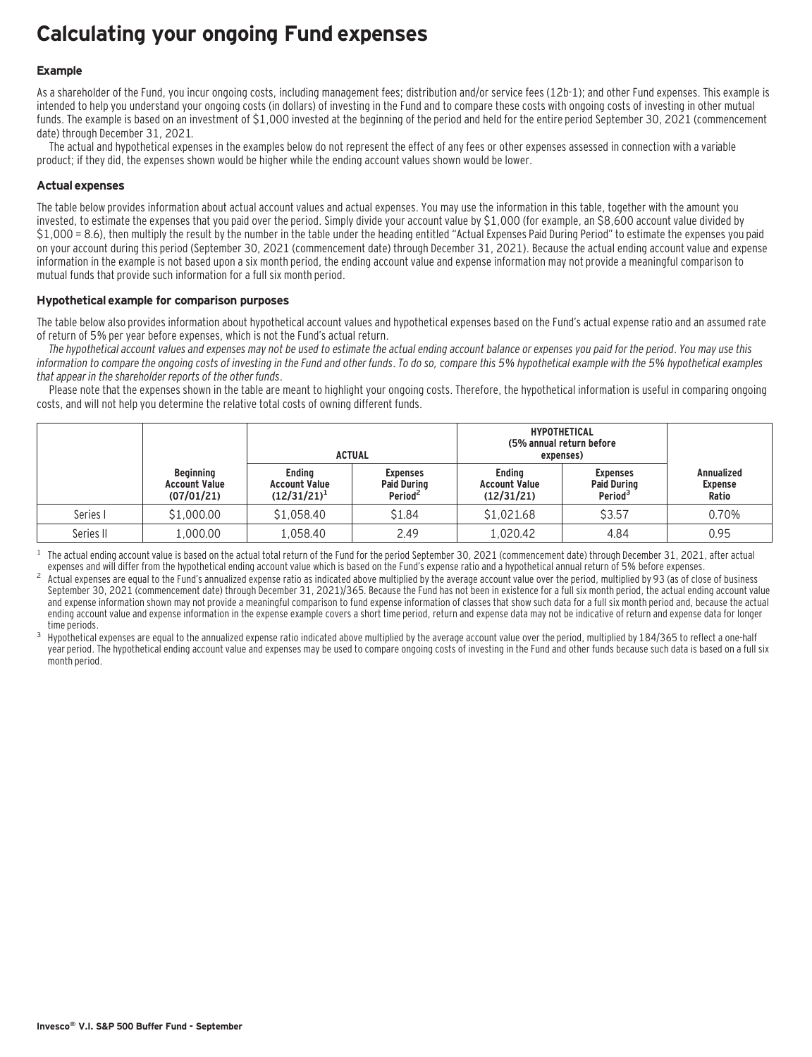# Calculating your ongoing Fund expenses

### Example

As a shareholder of the Fund, you incur ongoing costs, including management fees; distribution and/or service fees (12b-1); and other Fund expenses. This example is intended to help you understand your ongoing costs (in dollars) of investing in the Fund and to compare these costs with ongoing costs of investing in other mutual funds. The example is based on an investment of $1,000 invested at the beginning of the period and held for the entire period September 30, 2021 (commencement date) through December 31, 2021.

The actual and hypothetical expenses in the examples below do not represent the effect of any fees or other expenses assessed in connection with a variable product; if they did, the expenses shown would be higher while the ending account values shown would be lower.

### Actual expenses

The table below provides information about actual account values and actual expenses. You may use the information in this table, together with the amount you invested, to estimate the expenses that you paid over the period. Simply divide your account value by $1,000 (for example, an $8,600 account value divided by $1,000 = 8.6), then multiply the result by the number in the table under the heading entitled "Actual Expenses Paid During Period" to estimate the expenses you paid on your account during this period (September 30, 2021 (commencement date) through December 31, 2021). Because the actual ending account value and expense information in the example is not based upon a six month period, the ending account value and expense information may not provide a meaningful comparison to mutual funds that provide such information for a full six month period.

### Hypothetical example for comparison purposes

The table below also provides information about hypothetical account values and hypothetical expenses based on the Fund's actual expense ratio and an assumed rate of return of 5% per year before expenses, which is not the Fund's actual return.

*The hypothetical account values and expenses may not be used to estimate the actual ending account balance or expenses you paid for the period. You may use this information to compare the ongoing costs of investing in the Fund and other funds. To do so, compare this 5% hypothetical example with the 5% hypothetical examples that appear in the shareholder reports of the other funds.*

Please note that the expenses shown in the table are meant to highlight your ongoing costs. Therefore, the hypothetical information is useful in comparing ongoing costs, and will not help you determine the relative total costs of owning different funds.

| | | ACTUAL | | HYPOTHETICAL (5% annual return before expenses) | | |
|---|---|---|---|---|---|---|
| | Beginning Account Value (07/01/21) | Ending Account Value (12/31/21)[1] | Expenses Paid During Period[2] | Ending Account Value (12/31/21) | Expenses Paid During Period[3] | Annualized Expense Ratio |
| Series I | $1,000.00 | $1,058.40 | $1.84 | $1,021.68 | $3.57 | 0.70% |
| Series II | 1,000.00 | 1,058.40 | 2.49 | 1,020.42 | 4.84 | 0.95 |

[1] The actual ending account value is based on the actual total return of the Fund for the period September 30, 2021 (commencement date) through December 31, 2021, after actual expenses and will differ from the hypothetical ending account value which is based on the Fund's expense ratio and a hypothetical annual return of 5% before expenses.

[2] Actual expenses are equal to the Fund's annualized expense ratio as indicated above multiplied by the average account value over the period, multiplied by 93 (as of close of business September 30, 2021 (commencement date) through December 31, 2021)/365. Because the Fund has not been in existence for a full six month period, the actual ending account value and expense information shown may not provide a meaningful comparison to fund expense information of classes that show such data for a full six month period and, because the actual ending account value and expense information in the expense example covers a short time period, return and expense data may not be indicative of return and expense data for longer time periods.

[3] Hypothetical expenses are equal to the annualized expense ratio indicated above multiplied by the average account value over the period, multiplied by 184/365 to reflect a one-half year period. The hypothetical ending account value and expenses may be used to compare ongoing costs of investing in the Fund and other funds because such data is based on a full six month period.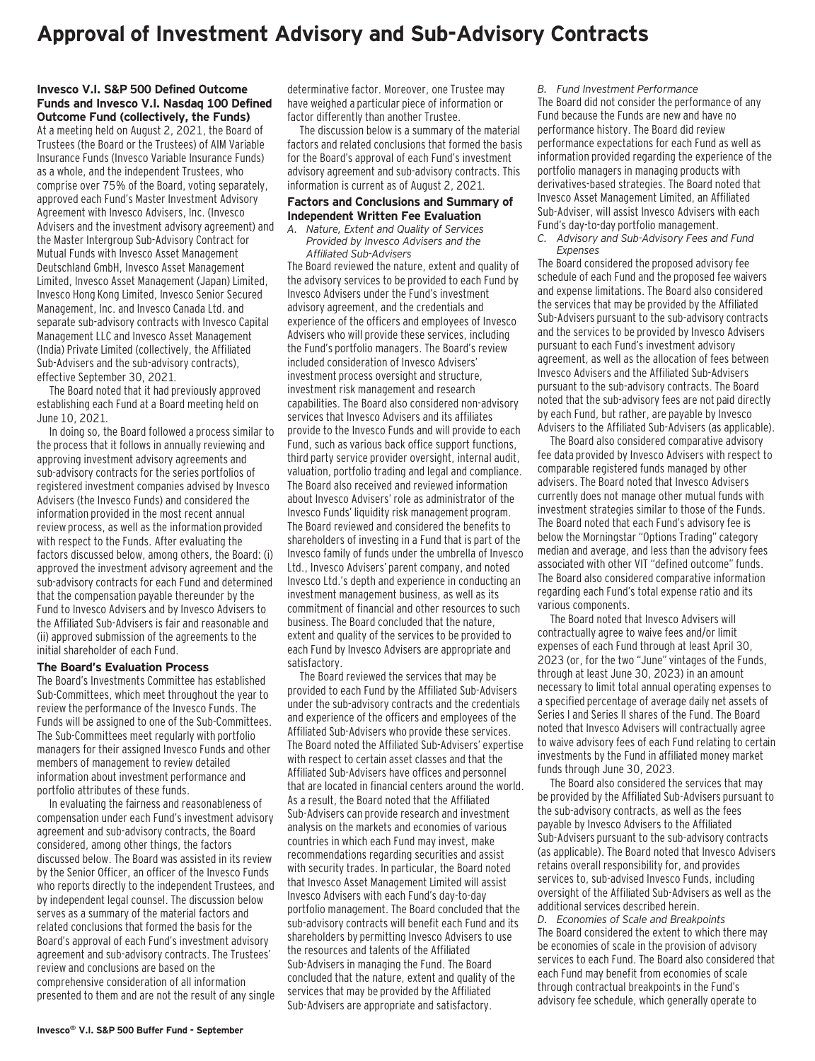# Approval of Investment Advisory and Sub-Advisory Contracts

**Invesco V.I. S&P 500 Defined Outcome Funds and Invesco V.I. Nasdaq 100 Defined Outcome Fund (collectively, the Funds)**

At a meeting held on August 2, 2021, the Board of Trustees (the Board or the Trustees) of AIM Variable Insurance Funds (Invesco Variable Insurance Funds) as a whole, and the independent Trustees, who comprise over 75% of the Board, voting separately, approved each Fund's Master Investment Advisory Agreement with Invesco Advisers, Inc. (Invesco Advisers and the investment advisory agreement) and the Master Intergroup Sub-Advisory Contract for Mutual Funds with Invesco Asset Management Deutschland GmbH, Invesco Asset Management Limited, Invesco Asset Management (Japan) Limited, Invesco Hong Kong Limited, Invesco Senior Secured Management, Inc. and Invesco Canada Ltd. and separate sub-advisory contracts with Invesco Capital Management LLC and Invesco Asset Management (India) Private Limited (collectively, the Affiliated Sub-Advisers and the sub-advisory contracts), effective September 30, 2021.

The Board noted that it had previously approved establishing each Fund at a Board meeting held on June 10, 2021.

In doing so, the Board followed a process similar to the process that it follows in annually reviewing and approving investment advisory agreements and sub-advisory contracts for the series portfolios of registered investment companies advised by Invesco Advisers (the Invesco Funds) and considered the information provided in the most recent annual review process, as well as the information provided with respect to the Funds. After evaluating the factors discussed below, among others, the Board: (i) approved the investment advisory agreement and the sub-advisory contracts for each Fund and determined that the compensation payable thereunder by the Fund to Invesco Advisers and by Invesco Advisers to the Affiliated Sub-Advisers is fair and reasonable and (ii) approved submission of the agreements to the initial shareholder of each Fund.

## The Board's Evaluation Process

The Board's Investments Committee has established Sub-Committees, which meet throughout the year to review the performance of the Invesco Funds. The Funds will be assigned to one of the Sub-Committees. The Sub-Committees meet regularly with portfolio managers for their assigned Invesco Funds and other members of management to review detailed information about investment performance and portfolio attributes of these funds.

In evaluating the fairness and reasonableness of compensation under each Fund's investment advisory agreement and sub-advisory contracts, the Board considered, among other things, the factors discussed below. The Board was assisted in its review by the Senior Officer, an officer of the Invesco Funds who reports directly to the independent Trustees, and by independent legal counsel. The discussion below serves as a summary of the material factors and related conclusions that formed the basis for the Board's approval of each Fund's investment advisory agreement and sub-advisory contracts. The Trustees' review and conclusions are based on the comprehensive consideration of all information presented to them and are not the result of any single determinative factor. Moreover, one Trustee may have weighed a particular piece of information or factor differently than another Trustee.

The discussion below is a summary of the material factors and related conclusions that formed the basis for the Board's approval of each Fund's investment advisory agreement and sub-advisory contracts. This information is current as of August 2, 2021.

## Factors and Conclusions and Summary of Independent Written Fee Evaluation

*A. Nature, Extent and Quality of Services Provided by Invesco Advisers and the Affiliated Sub-Advisers*

The Board reviewed the nature, extent and quality of the advisory services to be provided to each Fund by Invesco Advisers under the Fund's investment advisory agreement, and the credentials and experience of the officers and employees of Invesco Advisers who will provide these services, including the Fund's portfolio managers. The Board's review included consideration of Invesco Advisers' investment process oversight and structure, investment risk management and research capabilities. The Board also considered non-advisory services that Invesco Advisers and its affiliates provide to the Invesco Funds and will provide to each Fund, such as various back office support functions, third party service provider oversight, internal audit, valuation, portfolio trading and legal and compliance. The Board also received and reviewed information about Invesco Advisers' role as administrator of the Invesco Funds' liquidity risk management program. The Board reviewed and considered the benefits to shareholders of investing in a Fund that is part of the Invesco family of funds under the umbrella of Invesco Ltd., Invesco Advisers' parent company, and noted Invesco Ltd.'s depth and experience in conducting an investment management business, as well as its commitment of financial and other resources to such business. The Board concluded that the nature, extent and quality of the services to be provided to each Fund by Invesco Advisers are appropriate and satisfactory.

The Board reviewed the services that may be provided to each Fund by the Affiliated Sub-Advisers under the sub-advisory contracts and the credentials and experience of the officers and employees of the Affiliated Sub-Advisers who provide these services. The Board noted the Affiliated Sub-Advisers' expertise with respect to certain asset classes and that the Affiliated Sub-Advisers have offices and personnel that are located in financial centers around the world. As a result, the Board noted that the Affiliated Sub-Advisers can provide research and investment analysis on the markets and economies of various countries in which each Fund may invest, make recommendations regarding securities and assist with security trades. In particular, the Board noted that Invesco Asset Management Limited will assist Invesco Advisers with each Fund's day-to-day portfolio management. The Board concluded that the sub-advisory contracts will benefit each Fund and its shareholders by permitting Invesco Advisers to use the resources and talents of the Affiliated Sub-Advisers in managing the Fund. The Board concluded that the nature, extent and quality of the services that may be provided by the Affiliated Sub-Advisers are appropriate and satisfactory.

*B. Fund Investment Performance*

The Board did not consider the performance of any Fund because the Funds are new and have no performance history. The Board did review performance expectations for each Fund as well as information provided regarding the experience of the portfolio managers in managing products with derivatives-based strategies. The Board noted that Invesco Asset Management Limited, an Affiliated Sub-Adviser, will assist Invesco Advisers with each Fund's day-to-day portfolio management.

*C. Advisory and Sub-Advisory Fees and Fund Expenses*

The Board considered the proposed advisory fee schedule of each Fund and the proposed fee waivers and expense limitations. The Board also considered the services that may be provided by the Affiliated Sub-Advisers pursuant to the sub-advisory contracts and the services to be provided by Invesco Advisers pursuant to each Fund's investment advisory agreement, as well as the allocation of fees between Invesco Advisers and the Affiliated Sub-Advisers pursuant to the sub-advisory contracts. The Board noted that the sub-advisory fees are not paid directly by each Fund, but rather, are payable by Invesco Advisers to the Affiliated Sub-Advisers (as applicable).

The Board also considered comparative advisory fee data provided by Invesco Advisers with respect to comparable registered funds managed by other advisers. The Board noted that Invesco Advisers currently does not manage other mutual funds with investment strategies similar to those of the Funds. The Board noted that each Fund's advisory fee is below the Morningstar "Options Trading" category median and average, and less than the advisory fees associated with other VIT "defined outcome" funds. The Board also considered comparative information regarding each Fund's total expense ratio and its various components.

The Board noted that Invesco Advisers will contractually agree to waive fees and/or limit expenses of each Fund through at least April 30, 2023 (or, for the two "June" vintages of the Funds, through at least June 30, 2023) in an amount necessary to limit total annual operating expenses to a specified percentage of average daily net assets of Series I and Series II shares of the Fund. The Board noted that Invesco Advisers will contractually agree to waive advisory fees of each Fund relating to certain investments by the Fund in affiliated money market funds through June 30, 2023.

The Board also considered the services that may be provided by the Affiliated Sub-Advisers pursuant to the sub-advisory contracts, as well as the fees payable by Invesco Advisers to the Affiliated Sub-Advisers pursuant to the sub-advisory contracts (as applicable). The Board noted that Invesco Advisers retains overall responsibility for, and provides services to, sub-advised Invesco Funds, including oversight of the Affiliated Sub-Advisers as well as the additional services described herein.

*D. Economies of Scale and Breakpoints*

The Board considered the extent to which there may be economies of scale in the provision of advisory services to each Fund. The Board also considered that each Fund may benefit from economies of scale through contractual breakpoints in the Fund's advisory fee schedule, which generally operate to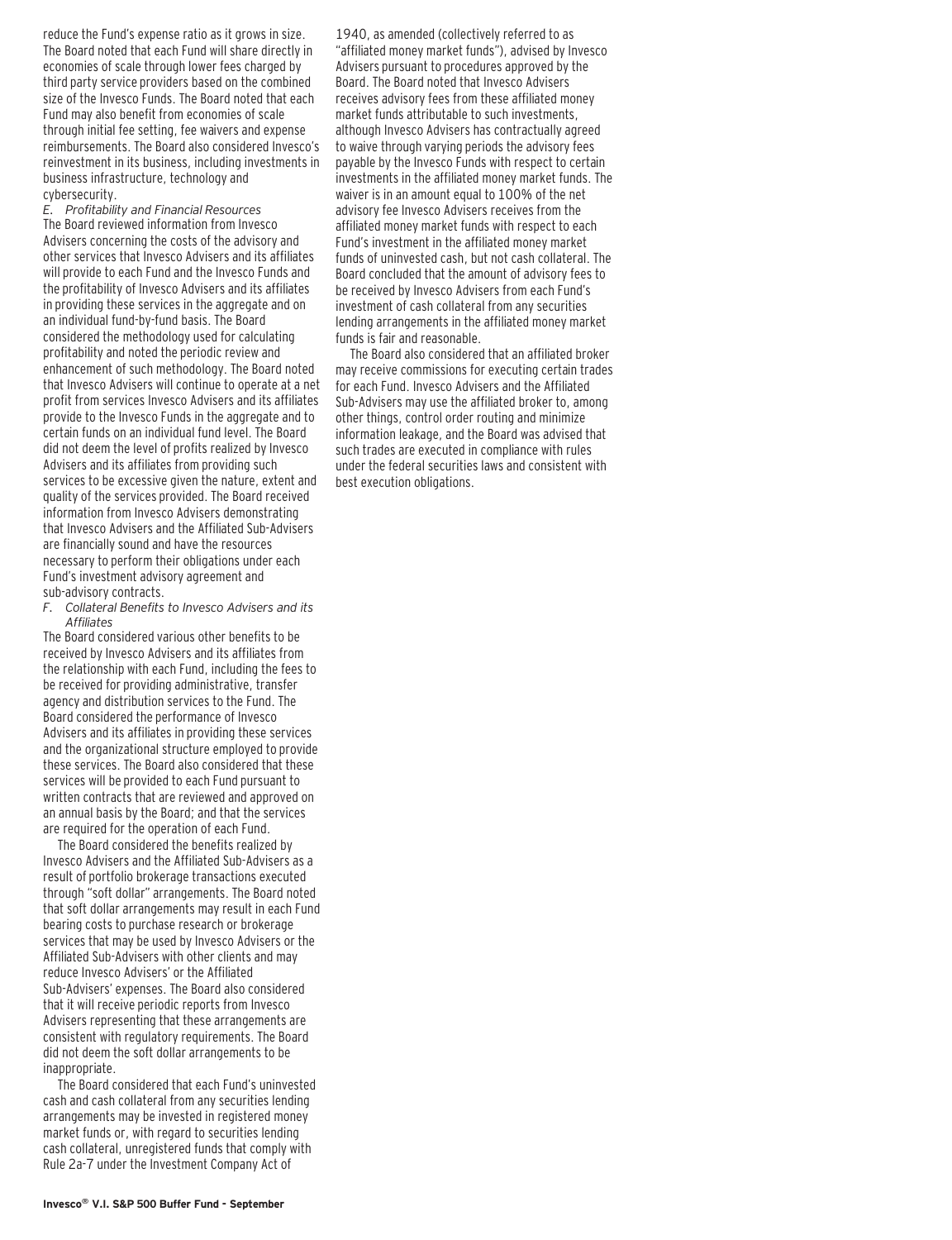reduce the Fund's expense ratio as it grows in size. The Board noted that each Fund will share directly in economies of scale through lower fees charged by third party service providers based on the combined size of the Invesco Funds. The Board noted that each Fund may also benefit from economies of scale through initial fee setting, fee waivers and expense reimbursements. The Board also considered Invesco's reinvestment in its business, including investments in business infrastructure, technology and cybersecurity.

*E. Profitability and Financial Resources*

The Board reviewed information from Invesco Advisers concerning the costs of the advisory and other services that Invesco Advisers and its affiliates will provide to each Fund and the Invesco Funds and the profitability of Invesco Advisers and its affiliates in providing these services in the aggregate and on an individual fund-by-fund basis. The Board considered the methodology used for calculating profitability and noted the periodic review and enhancement of such methodology. The Board noted that Invesco Advisers will continue to operate at a net profit from services Invesco Advisers and its affiliates provide to the Invesco Funds in the aggregate and to certain funds on an individual fund level. The Board did not deem the level of profits realized by Invesco Advisers and its affiliates from providing such services to be excessive given the nature, extent and quality of the services provided. The Board received information from Invesco Advisers demonstrating that Invesco Advisers and the Affiliated Sub-Advisers are financially sound and have the resources necessary to perform their obligations under each Fund's investment advisory agreement and sub-advisory contracts.

*F. Collateral Benefits to Invesco Advisers and its Affiliates*

The Board considered various other benefits to be received by Invesco Advisers and its affiliates from the relationship with each Fund, including the fees to be received for providing administrative, transfer agency and distribution services to the Fund. The Board considered the performance of Invesco Advisers and its affiliates in providing these services and the organizational structure employed to provide these services. The Board also considered that these services will be provided to each Fund pursuant to written contracts that are reviewed and approved on an annual basis by the Board; and that the services are required for the operation of each Fund.

The Board considered the benefits realized by Invesco Advisers and the Affiliated Sub-Advisers as a result of portfolio brokerage transactions executed through "soft dollar" arrangements. The Board noted that soft dollar arrangements may result in each Fund bearing costs to purchase research or brokerage services that may be used by Invesco Advisers or the Affiliated Sub-Advisers with other clients and may reduce Invesco Advisers' or the Affiliated Sub-Advisers' expenses. The Board also considered that it will receive periodic reports from Invesco Advisers representing that these arrangements are consistent with regulatory requirements. The Board did not deem the soft dollar arrangements to be inappropriate.

The Board considered that each Fund's uninvested cash and cash collateral from any securities lending arrangements may be invested in registered money market funds or, with regard to securities lending cash collateral, unregistered funds that comply with Rule 2a-7 under the Investment Company Act of 1940, as amended (collectively referred to as "affiliated money market funds"), advised by Invesco Advisers pursuant to procedures approved by the Board. The Board noted that Invesco Advisers receives advisory fees from these affiliated money market funds attributable to such investments, although Invesco Advisers has contractually agreed to waive through varying periods the advisory fees payable by the Invesco Funds with respect to certain investments in the affiliated money market funds. The waiver is in an amount equal to 100% of the net advisory fee Invesco Advisers receives from the affiliated money market funds with respect to each Fund's investment in the affiliated money market funds of uninvested cash, but not cash collateral. The Board concluded that the amount of advisory fees to be received by Invesco Advisers from each Fund's investment of cash collateral from any securities lending arrangements in the affiliated money market funds is fair and reasonable.

The Board also considered that an affiliated broker may receive commissions for executing certain trades for each Fund. Invesco Advisers and the Affiliated Sub-Advisers may use the affiliated broker to, among other things, control order routing and minimize information leakage, and the Board was advised that such trades are executed in compliance with rules under the federal securities laws and consistent with best execution obligations.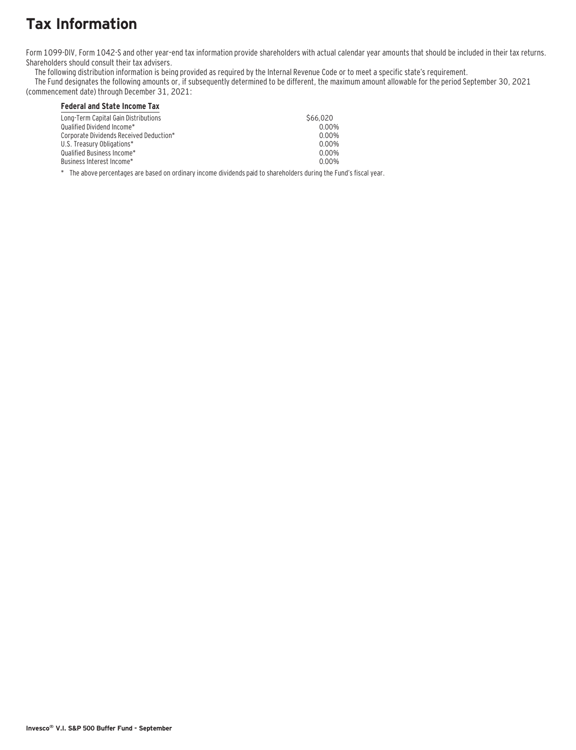# Tax Information

Form 1099-DIV, Form 1042-S and other year–end tax information provide shareholders with actual calendar year amounts that should be included in their tax returns. Shareholders should consult their tax advisers.

The following distribution information is being provided as required by the Internal Revenue Code or to meet a specific state's requirement.

The Fund designates the following amounts or, if subsequently determined to be different, the maximum amount allowable for the period September 30, 2021 (commencement date) through December 31, 2021:

| Federal and State Income Tax | |
|---|---|
| Long-Term Capital Gain Distributions | $66,020 |
| Qualified Dividend Income* | 0.00% |
| Corporate Dividends Received Deduction* | 0.00% |
| U.S. Treasury Obligations* | 0.00% |
| Qualified Business Income* | 0.00% |
| Business Interest Income* | 0.00% |

\* The above percentages are based on ordinary income dividends paid to shareholders during the Fund's fiscal year.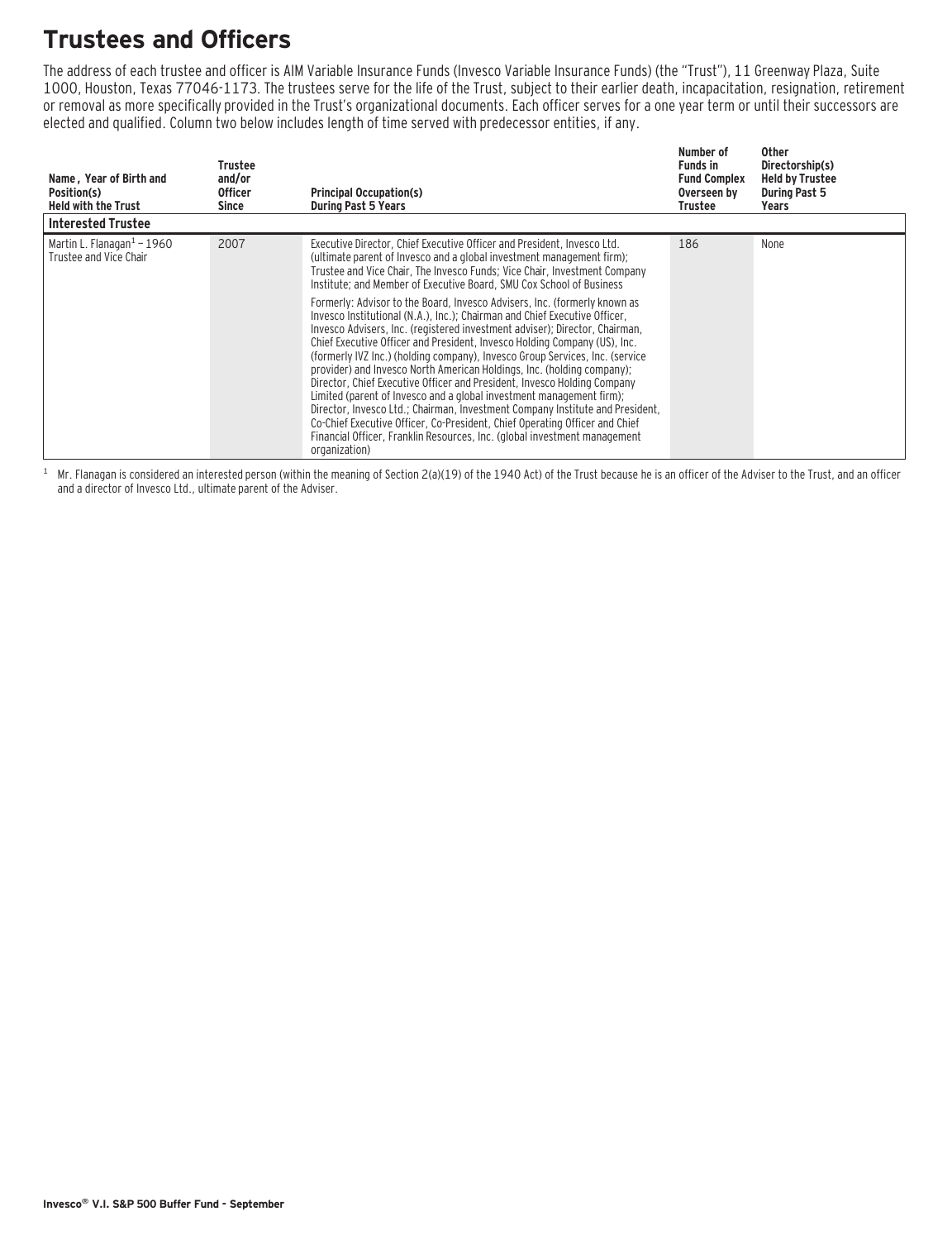# Trustees and Officers

The address of each trustee and officer is AIM Variable Insurance Funds (Invesco Variable Insurance Funds) (the "Trust"), 11 Greenway Plaza, Suite 1000, Houston, Texas 77046-1173. The trustees serve for the life of the Trust, subject to their earlier death, incapacitation, resignation, retirement or removal as more specifically provided in the Trust's organizational documents. Each officer serves for a one year term or until their successors are elected and qualified. Column two below includes length of time served with predecessor entities, if any.

| Name , Year of Birth and Position(s) Held with the Trust | Trustee and/or Officer Since | Principal Occupation(s) During Past 5 Years | Number of Funds in Fund Complex Overseen by Trustee | Other Directorship(s) Held by Trustee During Past 5 Years |
|---|---|---|---|---|
| **Interested Trustee** | | | | |
| Martin L. Flanagan[1] – 1960 Trustee and Vice Chair | 2007 | Executive Director, Chief Executive Officer and President, Invesco Ltd. (ultimate parent of Invesco and a global investment management firm); Trustee and Vice Chair, The Invesco Funds; Vice Chair, Investment Company Institute; and Member of Executive Board, SMU Cox School of Business<br><br>Formerly: Advisor to the Board, Invesco Advisers, Inc. (formerly known as Invesco Institutional (N.A.), Inc.); Chairman and Chief Executive Officer, Invesco Advisers, Inc. (registered investment adviser); Director, Chairman, Chief Executive Officer and President, Invesco Holding Company (US), Inc. (formerly IVZ Inc.) (holding company), Invesco Group Services, Inc. (service provider) and Invesco North American Holdings, Inc. (holding company); Director, Chief Executive Officer and President, Invesco Holding Company Limited (parent of Invesco and a global investment management firm); Director, Invesco Ltd.; Chairman, Investment Company Institute and President, Co-Chief Executive Officer, Co-President, Chief Operating Officer and Chief Financial Officer, Franklin Resources, Inc. (global investment management organization) | 186 | None |

[1] Mr. Flanagan is considered an interested person (within the meaning of Section 2(a)(19) of the 1940 Act) of the Trust because he is an officer of the Adviser to the Trust, and an officer and a director of Invesco Ltd., ultimate parent of the Adviser.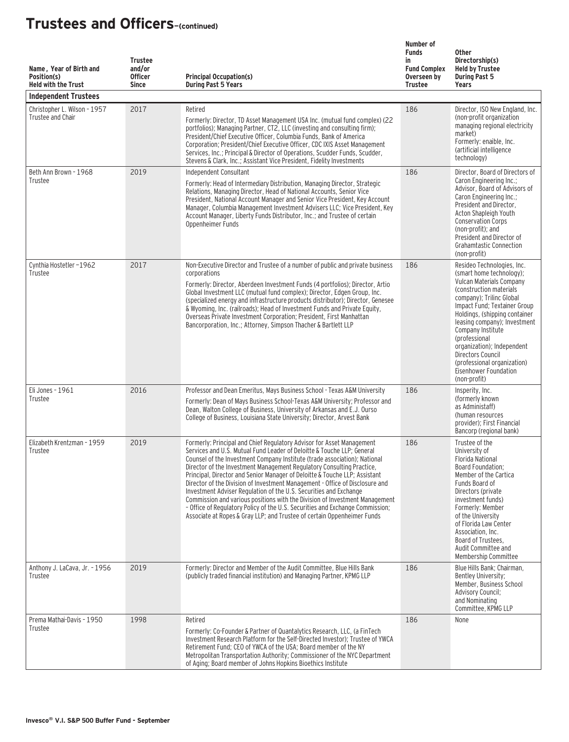# Trustees and Officers–(continued)

| Name, Year of Birth and Position(s) Held with the Trust | Trustee and/or Officer Since | Principal Occupation(s) During Past 5 Years | Number of Funds in Fund Complex Overseen by Trustee | Other Directorship(s) Held by Trustee During Past 5 Years |
|---|---|---|---|---|
| **Independent Trustees** | | | | |
| Christopher L. Wilson - 1957 Trustee and Chair | 2017 | Retired<br>Formerly: Director, TD Asset Management USA Inc. (mutual fund complex) (22 portfolios); Managing Partner, CT2, LLC (investing and consulting firm); President/Chief Executive Officer, Columbia Funds, Bank of America Corporation; President/Chief Executive Officer, CDC IXIS Asset Management Services, Inc.; Principal & Director of Operations, Scudder Funds, Scudder, Stevens & Clark, Inc.; Assistant Vice President, Fidelity Investments | 186 | Director, ISO New England, Inc. (non-profit organization managing regional electricity market)<br>Formerly: enaible, Inc. (artificial intelligence technology) |
| Beth Ann Brown - 1968 Trustee | 2019 | Independent Consultant<br>Formerly: Head of Intermediary Distribution, Managing Director, Strategic Relations, Managing Director, Head of National Accounts, Senior Vice President, National Account Manager and Senior Vice President, Key Account Manager, Columbia Management Investment Advisers LLC; Vice President, Key Account Manager, Liberty Funds Distributor, Inc.; and Trustee of certain Oppenheimer Funds | 186 | Director, Board of Directors of Caron Engineering Inc.; Advisor, Board of Advisors of Caron Engineering Inc.; President and Director, Acton Shapleigh Youth Conservation Corps (non-profit); and President and Director of Grahamtastic Connection (non-profit) |
| Cynthia Hostetler –1962 Trustee | 2017 | Non-Executive Director and Trustee of a number of public and private business corporations<br>Formerly: Director, Aberdeen Investment Funds (4 portfolios); Director, Artio Global Investment LLC (mutual fund complex); Director, Edgen Group, Inc. (specialized energy and infrastructure products distributor); Director, Genesee & Wyoming, Inc. (railroads); Head of Investment Funds and Private Equity, Overseas Private Investment Corporation; President, First Manhattan Bancorporation, Inc.; Attorney, Simpson Thacher & Bartlett LLP | 186 | Resideo Technologies, Inc. (smart home technology); Vulcan Materials Company (construction materials company); Trilinc Global Impact Fund; Textainer Group Holdings, (shipping container leasing company); Investment Company Institute (professional organization); Independent Directors Council (professional organization) Eisenhower Foundation (non-profit) |
| Eli Jones - 1961 Trustee | 2016 | Professor and Dean Emeritus, Mays Business School - Texas A&M University<br>Formerly: Dean of Mays Business School-Texas A&M University; Professor and Dean, Walton College of Business, University of Arkansas and E.J. Ourso College of Business, Louisiana State University; Director, Arvest Bank | 186 | Insperity, Inc. (formerly known as Administaff) (human resources provider); First Financial Bancorp (regional bank) |
| Elizabeth Krentzman - 1959 Trustee | 2019 | Formerly: Principal and Chief Regulatory Advisor for Asset Management Services and U.S. Mutual Fund Leader of Deloitte & Touche LLP; General Counsel of the Investment Company Institute (trade association); National Director of the Investment Management Regulatory Consulting Practice, Principal, Director and Senior Manager of Deloitte & Touche LLP; Assistant Director of the Division of Investment Management - Office of Disclosure and Investment Adviser Regulation of the U.S. Securities and Exchange Commission and various positions with the Division of Investment Management – Office of Regulatory Policy of the U.S. Securities and Exchange Commission; Associate at Ropes & Gray LLP; and Trustee of certain Oppenheimer Funds | 186 | Trustee of the University of Florida National Board Foundation; Member of the Cartica Funds Board of Directors (private investment funds)<br>Formerly: Member of the University of Florida Law Center Association, Inc. Board of Trustees, Audit Committee and Membership Committee |
| Anthony J. LaCava, Jr. - 1956 Trustee | 2019 | Formerly: Director and Member of the Audit Committee, Blue Hills Bank (publicly traded financial institution) and Managing Partner, KPMG LLP | 186 | Blue Hills Bank; Chairman, Bentley University; Member, Business School Advisory Council; and Nominating Committee, KPMG LLP |
| Prema Mathai-Davis - 1950 Trustee | 1998 | Retired<br>Formerly: Co-Founder & Partner of Quantalytics Research, LLC, (a FinTech Investment Research Platform for the Self-Directed Investor); Trustee of YWCA Retirement Fund; CEO of YWCA of the USA; Board member of the NY Metropolitan Transportation Authority; Commissioner of the NYC Department of Aging; Board member of Johns Hopkins Bioethics Institute | 186 | None |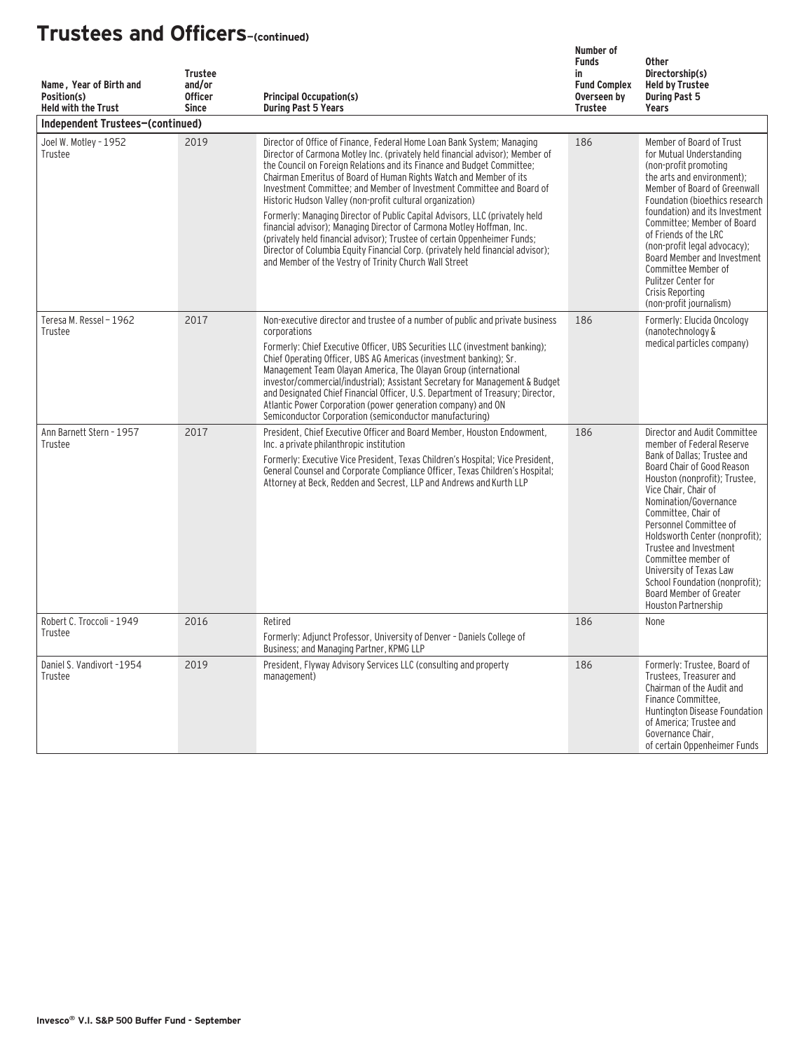# Trustees and Officers–(continued)

| Name, Year of Birth and Position(s) Held with the Trust | Trustee and/or Officer Since | Principal Occupation(s) During Past 5 Years | Number of Funds in Fund Complex Overseen by Trustee | Other Directorship(s) Held by Trustee During Past 5 Years |
|---|---|---|---|---|
| **Independent Trustees–(continued)** | | | | |
| Joel W. Motley - 1952 Trustee | 2019 | Director of Office of Finance, Federal Home Loan Bank System; Managing Director of Carmona Motley Inc. (privately held financial advisor); Member of the Council on Foreign Relations and its Finance and Budget Committee; Chairman Emeritus of Board of Human Rights Watch and Member of its Investment Committee; and Member of Investment Committee and Board of Historic Hudson Valley (non-profit cultural organization)<br>Formerly: Managing Director of Public Capital Advisors, LLC (privately held financial advisor); Managing Director of Carmona Motley Hoffman, Inc. (privately held financial advisor); Trustee of certain Oppenheimer Funds; Director of Columbia Equity Financial Corp. (privately held financial advisor); and Member of the Vestry of Trinity Church Wall Street | 186 | Member of Board of Trust for Mutual Understanding (non-profit promoting the arts and environment); Member of Board of Greenwall Foundation (bioethics research foundation) and its Investment Committee; Member of Board of Friends of the LRC (non-profit legal advocacy); Board Member and Investment Committee Member of Pulitzer Center for Crisis Reporting (non-profit journalism) |
| Teresa M. Ressel - 1962 Trustee | 2017 | Non-executive director and trustee of a number of public and private business corporations<br>Formerly: Chief Executive Officer, UBS Securities LLC (investment banking); Chief Operating Officer, UBS AG Americas (investment banking); Sr. Management Team Olayan America, The Olayan Group (international investor/commercial/industrial); Assistant Secretary for Management & Budget and Designated Chief Financial Officer, U.S. Department of Treasury; Director, Atlantic Power Corporation (power generation company) and ON Semiconductor Corporation (semiconductor manufacturing) | 186 | Formerly: Elucida Oncology (nanotechnology & medical particles company) |
| Ann Barnett Stern - 1957 Trustee | 2017 | President, Chief Executive Officer and Board Member, Houston Endowment, Inc. a private philanthropic institution<br>Formerly: Executive Vice President, Texas Children's Hospital; Vice President, General Counsel and Corporate Compliance Officer, Texas Children's Hospital; Attorney at Beck, Redden and Secrest, LLP and Andrews and Kurth LLP | 186 | Director and Audit Committee member of Federal Reserve Bank of Dallas; Trustee and Board Chair of Good Reason Houston (nonprofit); Trustee, Vice Chair, Chair of Nomination/Governance Committee, Chair of Personnel Committee of Holdsworth Center (nonprofit); Trustee and Investment Committee member of University of Texas Law School Foundation (nonprofit); Board Member of Greater Houston Partnership |
| Robert C. Troccoli - 1949 Trustee | 2016 | Retired<br>Formerly: Adjunct Professor, University of Denver – Daniels College of Business; and Managing Partner, KPMG LLP | 186 | None |
| Daniel S. Vandivort -1954 Trustee | 2019 | President, Flyway Advisory Services LLC (consulting and property management) | 186 | Formerly: Trustee, Board of Trustees, Treasurer and Chairman of the Audit and Finance Committee, Huntington Disease Foundation of America; Trustee and Governance Chair, of certain Oppenheimer Funds |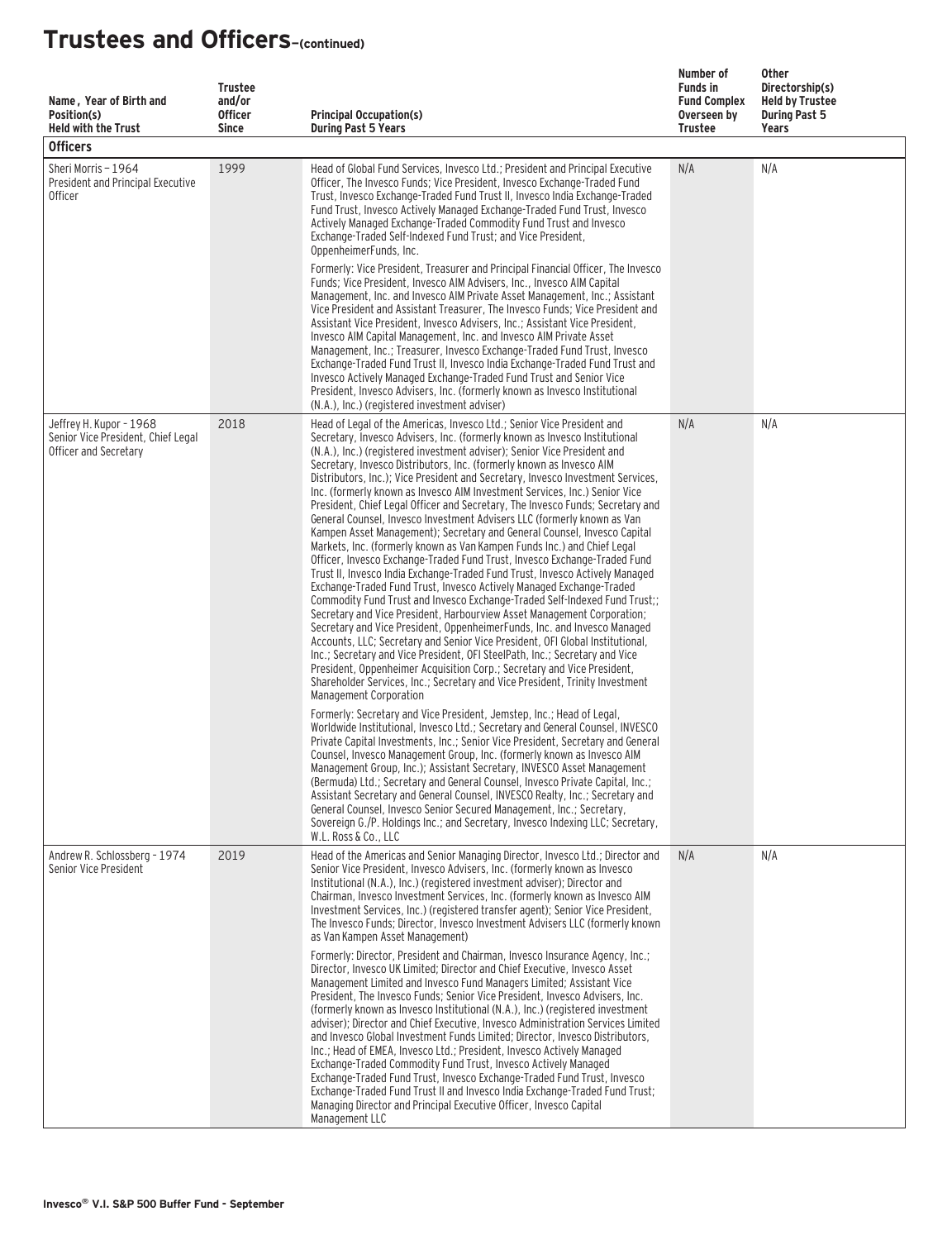# Trustees and Officers–(continued)

| Name, Year of Birth and Position(s) Held with the Trust | Trustee and/or Officer Since | Principal Occupation(s) During Past 5 Years | Number of Funds in Fund Complex Overseen by Trustee | Other Directorship(s) Held by Trustee During Past 5 Years |
|---|---|---|---|---|
| **Officers** | | | | |
| Sheri Morris – 1964 President and Principal Executive Officer | 1999 | Head of Global Fund Services, Invesco Ltd.; President and Principal Executive Officer, The Invesco Funds; Vice President, Invesco Exchange-Traded Fund Trust, Invesco Exchange-Traded Fund Trust II, Invesco India Exchange-Traded Fund Trust, Invesco Actively Managed Exchange-Traded Fund Trust, Invesco Actively Managed Exchange-Traded Commodity Fund Trust and Invesco Exchange-Traded Self-Indexed Fund Trust; and Vice President, OppenheimerFunds, Inc. <br><br> Formerly: Vice President, Treasurer and Principal Financial Officer, The Invesco Funds; Vice President, Invesco AIM Advisers, Inc., Invesco AIM Capital Management, Inc. and Invesco AIM Private Asset Management, Inc.; Assistant Vice President and Assistant Treasurer, The Invesco Funds; Vice President and Assistant Vice President, Invesco Advisers, Inc.; Assistant Vice President, Invesco AIM Capital Management, Inc. and Invesco AIM Private Asset Management, Inc.; Treasurer, Invesco Exchange-Traded Fund Trust, Invesco Exchange-Traded Fund Trust II, Invesco India Exchange-Traded Fund Trust and Invesco Actively Managed Exchange-Traded Fund Trust and Senior Vice President, Invesco Advisers, Inc. (formerly known as Invesco Institutional (N.A.), Inc.) (registered investment adviser) | N/A | N/A |
| Jeffrey H. Kupor – 1968 Senior Vice President, Chief Legal Officer and Secretary | 2018 | Head of Legal of the Americas, Invesco Ltd.; Senior Vice President and Secretary, Invesco Advisers, Inc. (formerly known as Invesco Institutional (N.A.), Inc.) (registered investment adviser); Senior Vice President and Secretary, Invesco Distributors, Inc. (formerly known as Invesco AIM Distributors, Inc.); Vice President and Secretary, Invesco Investment Services, Inc. (formerly known as Invesco AIM Investment Services, Inc.) Senior Vice President, Chief Legal Officer and Secretary, The Invesco Funds; Secretary and General Counsel, Invesco Investment Advisers LLC (formerly known as Van Kampen Asset Management); Secretary and General Counsel, Invesco Capital Markets, Inc. (formerly known as Van Kampen Funds Inc.) and Chief Legal Officer, Invesco Exchange-Traded Fund Trust, Invesco Exchange-Traded Fund Trust II, Invesco India Exchange-Traded Fund Trust, Invesco Actively Managed Exchange-Traded Fund Trust, Invesco Actively Managed Exchange-Traded Commodity Fund Trust and Invesco Exchange-Traded Self-Indexed Fund Trust;; Secretary and Vice President, Harbourview Asset Management Corporation; Secretary and Vice President, OppenheimerFunds, Inc. and Invesco Managed Accounts, LLC; Secretary and Senior Vice President, OFI Global Institutional, Inc.; Secretary and Vice President, OFI SteelPath, Inc.; Secretary and Vice President, Oppenheimer Acquisition Corp.; Secretary and Vice President, Shareholder Services, Inc.; Secretary and Vice President, Trinity Investment Management Corporation <br><br> Formerly: Secretary and Vice President, Jemstep, Inc.; Head of Legal, Worldwide Institutional, Invesco Ltd.; Secretary and General Counsel, INVESCO Private Capital Investments, Inc.; Senior Vice President, Secretary and General Counsel, Invesco Management Group, Inc. (formerly known as Invesco AIM Management Group, Inc.); Assistant Secretary, INVESCO Asset Management (Bermuda) Ltd.; Secretary and General Counsel, Invesco Private Capital, Inc.; Assistant Secretary and General Counsel, INVESCO Realty, Inc.; Secretary and General Counsel, Invesco Senior Secured Management, Inc.; Secretary, Sovereign G./P. Holdings Inc.; and Secretary, Invesco Indexing LLC; Secretary, W.L. Ross & Co., LLC | N/A | N/A |
| Andrew R. Schlossberg – 1974 Senior Vice President | 2019 | Head of the Americas and Senior Managing Director, Invesco Ltd.; Director and Senior Vice President, Invesco Advisers, Inc. (formerly known as Invesco Institutional (N.A.), Inc.) (registered investment adviser); Director and Chairman, Invesco Investment Services, Inc. (formerly known as Invesco AIM Investment Services, Inc.) (registered transfer agent); Senior Vice President, The Invesco Funds; Director, Invesco Investment Advisers LLC (formerly known as Van Kampen Asset Management) <br><br> Formerly: Director, President and Chairman, Invesco Insurance Agency, Inc.; Director, Invesco UK Limited; Director and Chief Executive, Invesco Asset Management Limited and Invesco Fund Managers Limited; Assistant Vice President, The Invesco Funds; Senior Vice President, Invesco Advisers, Inc. (formerly known as Invesco Institutional (N.A.), Inc.) (registered investment adviser); Director and Chief Executive, Invesco Administration Services Limited and Invesco Global Investment Funds Limited; Director, Invesco Distributors, Inc.; Head of EMEA, Invesco Ltd.; President, Invesco Actively Managed Exchange-Traded Commodity Fund Trust, Invesco Actively Managed Exchange-Traded Fund Trust, Invesco Exchange-Traded Fund Trust, Invesco Exchange-Traded Fund Trust II and Invesco India Exchange-Traded Fund Trust; Managing Director and Principal Executive Officer, Invesco Capital Management LLC | N/A | N/A |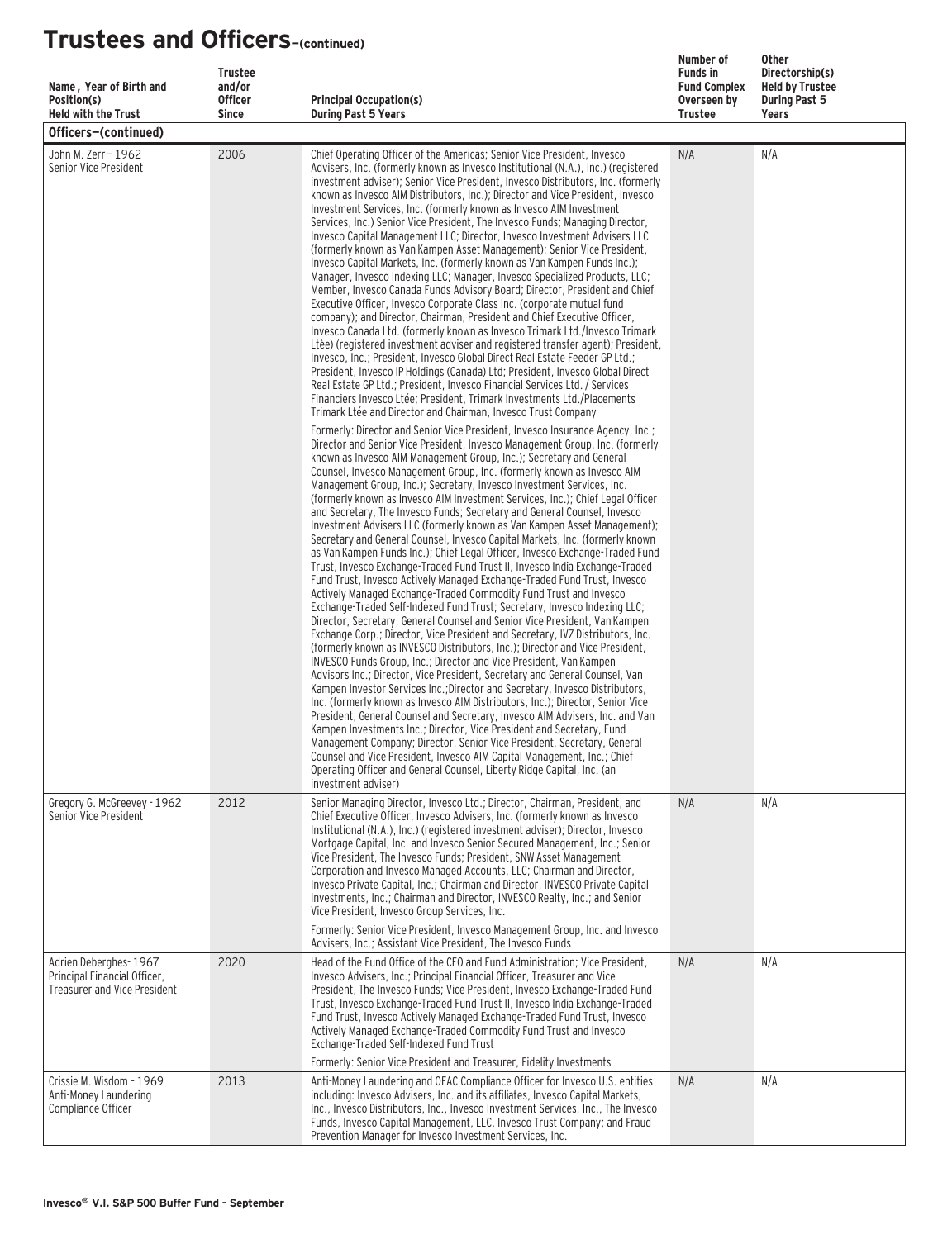## Trustees and Officers—(continued)

| Name, Year of Birth and Position(s) Held with the Trust | Trustee and/or Officer Since | Principal Occupation(s) During Past 5 Years | Number of Funds in Fund Complex Overseen by Trustee | Other Directorship(s) Held by Trustee During Past 5 Years |
|---|---|---|---|---|
| **Officers—(continued)** | | | | |
| John M. Zerr – 1962<br>Senior Vice President | 2006 | Chief Operating Officer of the Americas; Senior Vice President, Invesco Advisers, Inc. (formerly known as Invesco Institutional (N.A.), Inc.) (registered investment adviser); Senior Vice President, Invesco Distributors, Inc. (formerly known as Invesco AIM Distributors, Inc.); Director and Vice President, Invesco Investment Services, Inc. (formerly known as Invesco AIM Investment Services, Inc.) Senior Vice President, The Invesco Funds; Managing Director, Invesco Capital Management LLC; Director, Invesco Investment Advisers LLC (formerly known as Van Kampen Asset Management); Senior Vice President, Invesco Capital Markets, Inc. (formerly known as Van Kampen Funds Inc.); Manager, Invesco Indexing LLC; Manager, Invesco Specialized Products, LLC; Member, Invesco Canada Funds Advisory Board; Director, President and Chief Executive Officer, Invesco Corporate Class Inc. (corporate mutual fund company); and Director, Chairman, President and Chief Executive Officer, Invesco Canada Ltd. (formerly known as Invesco Trimark Ltd./Invesco Trimark Ltèe) (registered investment adviser and registered transfer agent); President, Invesco, Inc.; President, Invesco Global Direct Real Estate Feeder GP Ltd.; President, Invesco IP Holdings (Canada) Ltd; President, Invesco Global Direct Real Estate GP Ltd.; President, Invesco Financial Services Ltd. / Services Financiers Invesco Ltée; President, Trimark Investments Ltd./Placements Trimark Ltée and Director and Chairman, Invesco Trust Company<br><br>Formerly: Director and Senior Vice President, Invesco Insurance Agency, Inc.; Director and Senior Vice President, Invesco Management Group, Inc. (formerly known as Invesco AIM Management Group, Inc.); Secretary and General Counsel, Invesco Management Group, Inc. (formerly known as Invesco AIM Management Group, Inc.); Secretary, Invesco Investment Services, Inc. (formerly known as Invesco AIM Investment Services, Inc.); Chief Legal Officer and Secretary, The Invesco Funds; Secretary and General Counsel, Invesco Investment Advisers LLC (formerly known as Van Kampen Asset Management); Secretary and General Counsel, Invesco Capital Markets, Inc. (formerly known as Van Kampen Funds Inc.); Chief Legal Officer, Invesco Exchange-Traded Fund Trust, Invesco Exchange-Traded Fund Trust II, Invesco India Exchange-Traded Fund Trust, Invesco Actively Managed Exchange-Traded Fund Trust, Invesco Actively Managed Exchange-Traded Commodity Fund Trust and Invesco Exchange-Traded Self-Indexed Fund Trust; Secretary, Invesco Indexing LLC; Director, Secretary, General Counsel and Senior Vice President, Van Kampen Exchange Corp.; Director, Vice President and Secretary, IVZ Distributors, Inc. (formerly known as INVESCO Distributors, Inc.); Director and Vice President, INVESCO Funds Group, Inc.; Director and Vice President, Van Kampen Advisors Inc.; Director, Vice President, Secretary and General Counsel, Van Kampen Investor Services Inc.;Director and Secretary, Invesco Distributors, Inc. (formerly known as Invesco AIM Distributors, Inc.); Director, Senior Vice President, General Counsel and Secretary, Invesco AIM Advisers, Inc. and Van Kampen Investments Inc.; Director, Vice President and Secretary, Fund Management Company; Director, Senior Vice President, Secretary, General Counsel and Vice President, Invesco AIM Capital Management, Inc.; Chief Operating Officer and General Counsel, Liberty Ridge Capital, Inc. (an investment adviser) | N/A | N/A |
| Gregory G. McGreevey - 1962<br>Senior Vice President | 2012 | Senior Managing Director, Invesco Ltd.; Director, Chairman, President, and Chief Executive Officer, Invesco Advisers, Inc. (formerly known as Invesco Institutional (N.A.), Inc.) (registered investment adviser); Director, Invesco Mortgage Capital, Inc. and Invesco Senior Secured Management, Inc.; Senior Vice President, The Invesco Funds; President, SNW Asset Management Corporation and Invesco Managed Accounts, LLC; Chairman and Director, Invesco Private Capital, Inc.; Chairman and Director, INVESCO Private Capital Investments, Inc.; Chairman and Director, INVESCO Realty, Inc.; and Senior Vice President, Invesco Group Services, Inc.<br><br>Formerly: Senior Vice President, Invesco Management Group, Inc. and Invesco Advisers, Inc.; Assistant Vice President, The Invesco Funds | N/A | N/A |
| Adrien Deberghes- 1967<br>Principal Financial Officer, Treasurer and Vice President | 2020 | Head of the Fund Office of the CFO and Fund Administration; Vice President, Invesco Advisers, Inc.; Principal Financial Officer, Treasurer and Vice President, The Invesco Funds; Vice President, Invesco Exchange-Traded Fund Trust, Invesco Exchange-Traded Fund Trust II, Invesco India Exchange-Traded Fund Trust, Invesco Actively Managed Exchange-Traded Fund Trust, Invesco Actively Managed Exchange-Traded Commodity Fund Trust and Invesco Exchange-Traded Self-Indexed Fund Trust<br><br>Formerly: Senior Vice President and Treasurer, Fidelity Investments | N/A | N/A |
| Crissie M. Wisdom - 1969<br>Anti-Money Laundering Compliance Officer | 2013 | Anti-Money Laundering and OFAC Compliance Officer for Invesco U.S. entities including: Invesco Advisers, Inc. and its affiliates, Invesco Capital Markets, Inc., Invesco Distributors, Inc., Invesco Investment Services, Inc., The Invesco Funds, Invesco Capital Management, LLC, Invesco Trust Company; and Fraud Prevention Manager for Invesco Investment Services, Inc. | N/A | N/A |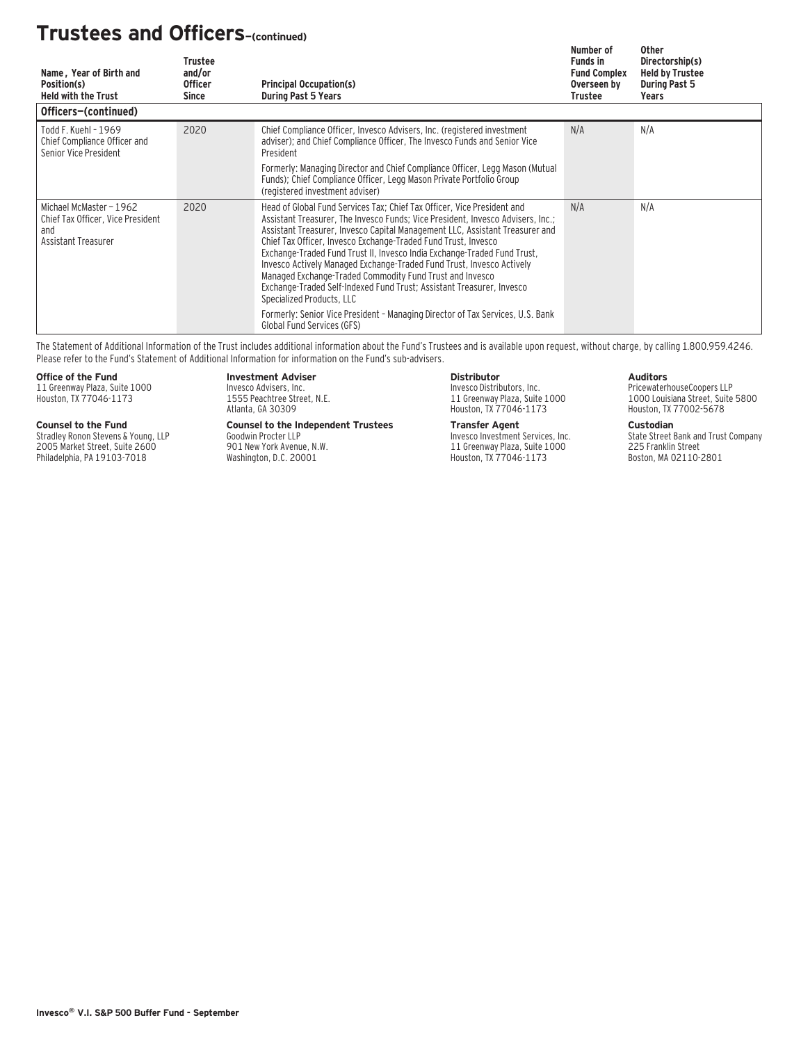# Trustees and Officers–(continued)

| Name, Year of Birth and Position(s) Held with the Trust | Trustee and/or Officer Since | Principal Occupation(s) During Past 5 Years | Number of Funds in Fund Complex Overseen by Trustee | Other Directorship(s) Held by Trustee During Past 5 Years |
|---|---|---|---|---|
| **Officers–(continued)** | | | | |
| Todd F. Kuehl - 1969 Chief Compliance Officer and Senior Vice President | 2020 | Chief Compliance Officer, Invesco Advisers, Inc. (registered investment adviser); and Chief Compliance Officer, The Invesco Funds and Senior Vice President<br><br>Formerly: Managing Director and Chief Compliance Officer, Legg Mason (Mutual Funds); Chief Compliance Officer, Legg Mason Private Portfolio Group (registered investment adviser) | N/A | N/A |
| Michael McMaster – 1962 Chief Tax Officer, Vice President and Assistant Treasurer | 2020 | Head of Global Fund Services Tax; Chief Tax Officer, Vice President and Assistant Treasurer, The Invesco Funds; Vice President, Invesco Advisers, Inc.; Assistant Treasurer, Invesco Capital Management LLC, Assistant Treasurer and Chief Tax Officer, Invesco Exchange-Traded Fund Trust, Invesco Exchange-Traded Fund Trust II, Invesco India Exchange-Traded Fund Trust, Invesco Actively Managed Exchange-Traded Fund Trust, Invesco Actively Managed Exchange-Traded Commodity Fund Trust and Invesco Exchange-Traded Self-Indexed Fund Trust; Assistant Treasurer, Invesco Specialized Products, LLC<br><br>Formerly: Senior Vice President - Managing Director of Tax Services, U.S. Bank Global Fund Services (GFS) | N/A | N/A |

The Statement of Additional Information of the Trust includes additional information about the Fund's Trustees and is available upon request, without charge, by calling 1.800.959.4246. Please refer to the Fund's Statement of Additional Information for information on the Fund's sub-advisers.

**Office of the Fund**
11 Greenway Plaza, Suite 1000
Houston, TX 77046-1173

**Counsel to the Fund**
Stradley Ronon Stevens & Young, LLP
2005 Market Street, Suite 2600
Philadelphia, PA 19103-7018

**Investment Adviser**
Invesco Advisers, Inc.
1555 Peachtree Street, N.E.
Atlanta, GA 30309

**Counsel to the Independent Trustees**
Goodwin Procter LLP
901 New York Avenue, N.W.
Washington, D.C. 20001

**Distributor**
Invesco Distributors, Inc.
11 Greenway Plaza, Suite 1000
Houston, TX 77046-1173

**Transfer Agent**
Invesco Investment Services, Inc.
11 Greenway Plaza, Suite 1000
Houston, TX 77046-1173

**Auditors**
PricewaterhouseCoopers LLP
1000 Louisiana Street, Suite 5800
Houston, TX 77002-5678

**Custodian**
State Street Bank and Trust Company
225 Franklin Street
Boston, MA 02110-2801